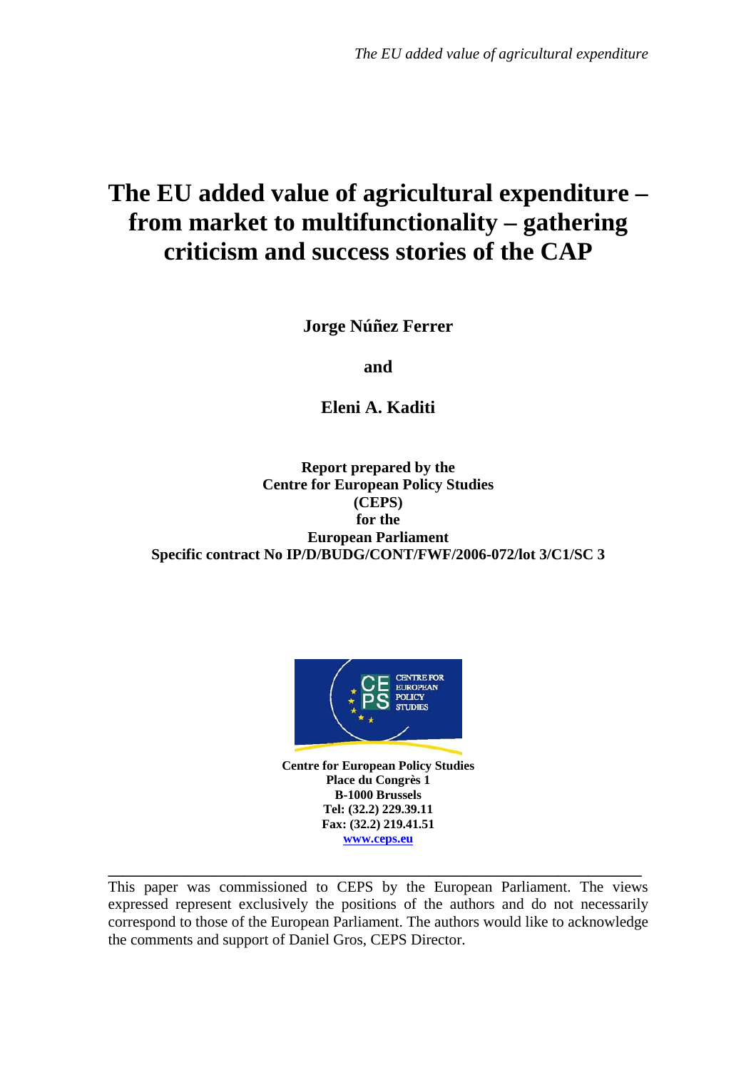# The EU added value of agricultural expenditure – from market to multifunctionality – gathering criticism and success stories of the CAP

**Jorge Núñez Ferrer**

**and**

**Eleni A. Kaditi**

**Report prepared by the Centre for European Policy Studies (CEPS) for the European Parliament**
**Specific contract No IP/D/BUDG/CONT/FWF/2006-072/lot 3/C1/SC 3**

**Centre for European Policy Studies**
**Place du Congrès 1**
**B-1000 Brussels**
**Tel: (32.2) 229.39.11**
**Fax: (32.2) 219.41.51**
**www.ceps.eu**

---

This paper was commissioned to CEPS by the European Parliament. The views expressed represent exclusively the positions of the authors and do not necessarily correspond to those of the European Parliament. The authors would like to acknowledge the comments and support of Daniel Gros, CEPS Director.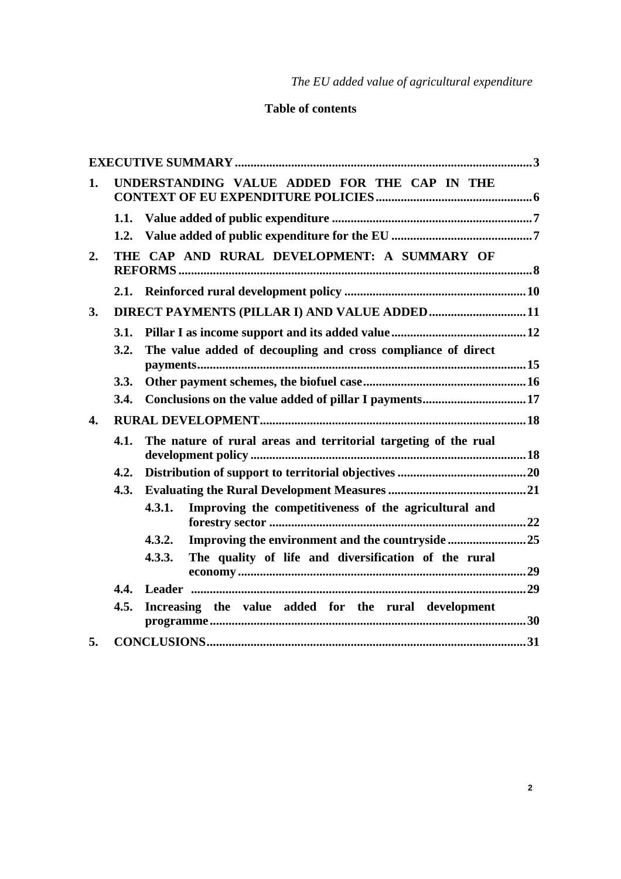# Table of contents

**EXECUTIVE SUMMARY** .......... 3

**1. UNDERSTANDING VALUE ADDED FOR THE CAP IN THE CONTEXT OF EU EXPENDITURE POLICIES** .......... 6

- **1.1. Value added of public expenditure** .......... 7
- **1.2. Value added of public expenditure for the EU** .......... 7

**2. THE CAP AND RURAL DEVELOPMENT: A SUMMARY OF REFORMS** .......... 8

- **2.1. Reinforced rural development policy** .......... 10

**3. DIRECT PAYMENTS (PILLAR I) AND VALUE ADDED** .......... 11

- **3.1. Pillar I as income support and its added value** .......... 12
- **3.2. The value added of decoupling and cross compliance of direct payments** .......... 15
- **3.3. Other payment schemes, the biofuel case** .......... 16
- **3.4. Conclusions on the value added of pillar I payments** .......... 17

**4. RURAL DEVELOPMENT** .......... 18

- **4.1. The nature of rural areas and territorial targeting of the rual development policy** .......... 18
- **4.2. Distribution of support to territorial objectives** .......... 20
- **4.3. Evaluating the Rural Development Measures** .......... 21
  - **4.3.1. Improving the competitiveness of the agricultural and forestry sector** .......... 22
  - **4.3.2. Improving the environment and the countryside** .......... 25
  - **4.3.3. The quality of life and diversification of the rural economy** .......... 29
- **4.4. Leader** .......... 29
- **4.5. Increasing the value added for the rural development programme** .......... 30

**5. CONCLUSIONS** .......... 31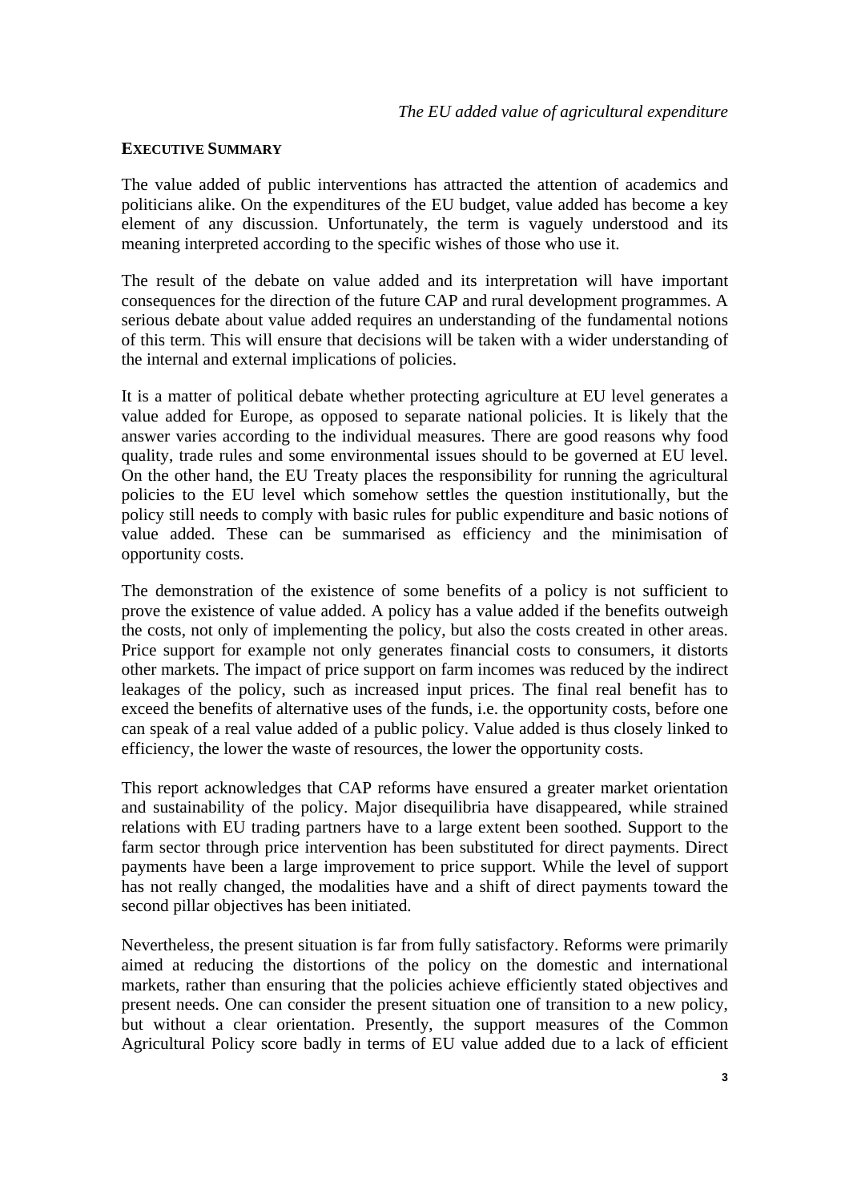## EXECUTIVE SUMMARY

The value added of public interventions has attracted the attention of academics and politicians alike. On the expenditures of the EU budget, value added has become a key element of any discussion. Unfortunately, the term is vaguely understood and its meaning interpreted according to the specific wishes of those who use it.

The result of the debate on value added and its interpretation will have important consequences for the direction of the future CAP and rural development programmes. A serious debate about value added requires an understanding of the fundamental notions of this term. This will ensure that decisions will be taken with a wider understanding of the internal and external implications of policies.

It is a matter of political debate whether protecting agriculture at EU level generates a value added for Europe, as opposed to separate national policies. It is likely that the answer varies according to the individual measures. There are good reasons why food quality, trade rules and some environmental issues should to be governed at EU level. On the other hand, the EU Treaty places the responsibility for running the agricultural policies to the EU level which somehow settles the question institutionally, but the policy still needs to comply with basic rules for public expenditure and basic notions of value added. These can be summarised as efficiency and the minimisation of opportunity costs.

The demonstration of the existence of some benefits of a policy is not sufficient to prove the existence of value added. A policy has a value added if the benefits outweigh the costs, not only of implementing the policy, but also the costs created in other areas. Price support for example not only generates financial costs to consumers, it distorts other markets. The impact of price support on farm incomes was reduced by the indirect leakages of the policy, such as increased input prices. The final real benefit has to exceed the benefits of alternative uses of the funds, i.e. the opportunity costs, before one can speak of a real value added of a public policy. Value added is thus closely linked to efficiency, the lower the waste of resources, the lower the opportunity costs.

This report acknowledges that CAP reforms have ensured a greater market orientation and sustainability of the policy. Major disequilibria have disappeared, while strained relations with EU trading partners have to a large extent been soothed. Support to the farm sector through price intervention has been substituted for direct payments. Direct payments have been a large improvement to price support. While the level of support has not really changed, the modalities have and a shift of direct payments toward the second pillar objectives has been initiated.

Nevertheless, the present situation is far from fully satisfactory. Reforms were primarily aimed at reducing the distortions of the policy on the domestic and international markets, rather than ensuring that the policies achieve efficiently stated objectives and present needs. One can consider the present situation one of transition to a new policy, but without a clear orientation. Presently, the support measures of the Common Agricultural Policy score badly in terms of EU value added due to a lack of efficient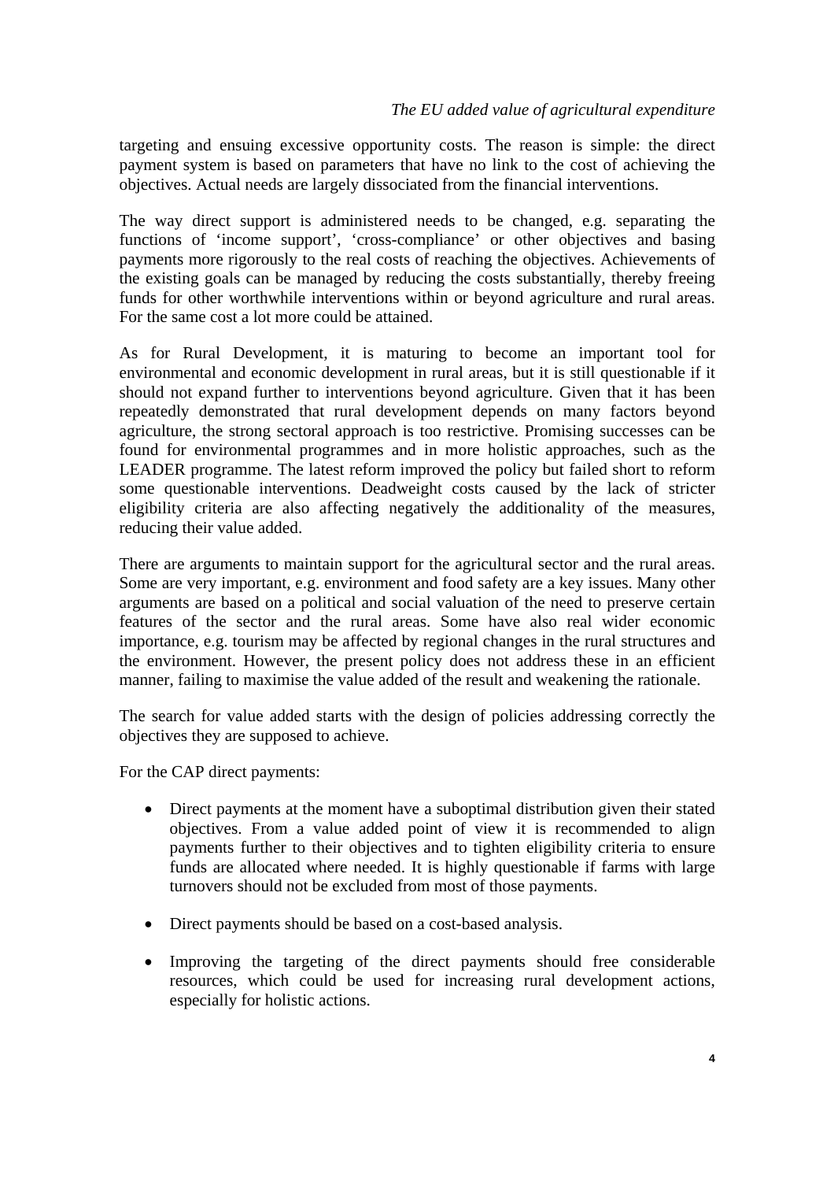targeting and ensuing excessive opportunity costs. The reason is simple: the direct payment system is based on parameters that have no link to the cost of achieving the objectives. Actual needs are largely dissociated from the financial interventions.

The way direct support is administered needs to be changed, e.g. separating the functions of 'income support', 'cross-compliance' or other objectives and basing payments more rigorously to the real costs of reaching the objectives. Achievements of the existing goals can be managed by reducing the costs substantially, thereby freeing funds for other worthwhile interventions within or beyond agriculture and rural areas. For the same cost a lot more could be attained.

As for Rural Development, it is maturing to become an important tool for environmental and economic development in rural areas, but it is still questionable if it should not expand further to interventions beyond agriculture. Given that it has been repeatedly demonstrated that rural development depends on many factors beyond agriculture, the strong sectoral approach is too restrictive. Promising successes can be found for environmental programmes and in more holistic approaches, such as the LEADER programme. The latest reform improved the policy but failed short to reform some questionable interventions. Deadweight costs caused by the lack of stricter eligibility criteria are also affecting negatively the additionality of the measures, reducing their value added.

There are arguments to maintain support for the agricultural sector and the rural areas. Some are very important, e.g. environment and food safety are a key issues. Many other arguments are based on a political and social valuation of the need to preserve certain features of the sector and the rural areas. Some have also real wider economic importance, e.g. tourism may be affected by regional changes in the rural structures and the environment. However, the present policy does not address these in an efficient manner, failing to maximise the value added of the result and weakening the rationale.

The search for value added starts with the design of policies addressing correctly the objectives they are supposed to achieve.

For the CAP direct payments:

- Direct payments at the moment have a suboptimal distribution given their stated objectives. From a value added point of view it is recommended to align payments further to their objectives and to tighten eligibility criteria to ensure funds are allocated where needed. It is highly questionable if farms with large turnovers should not be excluded from most of those payments.

- Direct payments should be based on a cost-based analysis.

- Improving the targeting of the direct payments should free considerable resources, which could be used for increasing rural development actions, especially for holistic actions.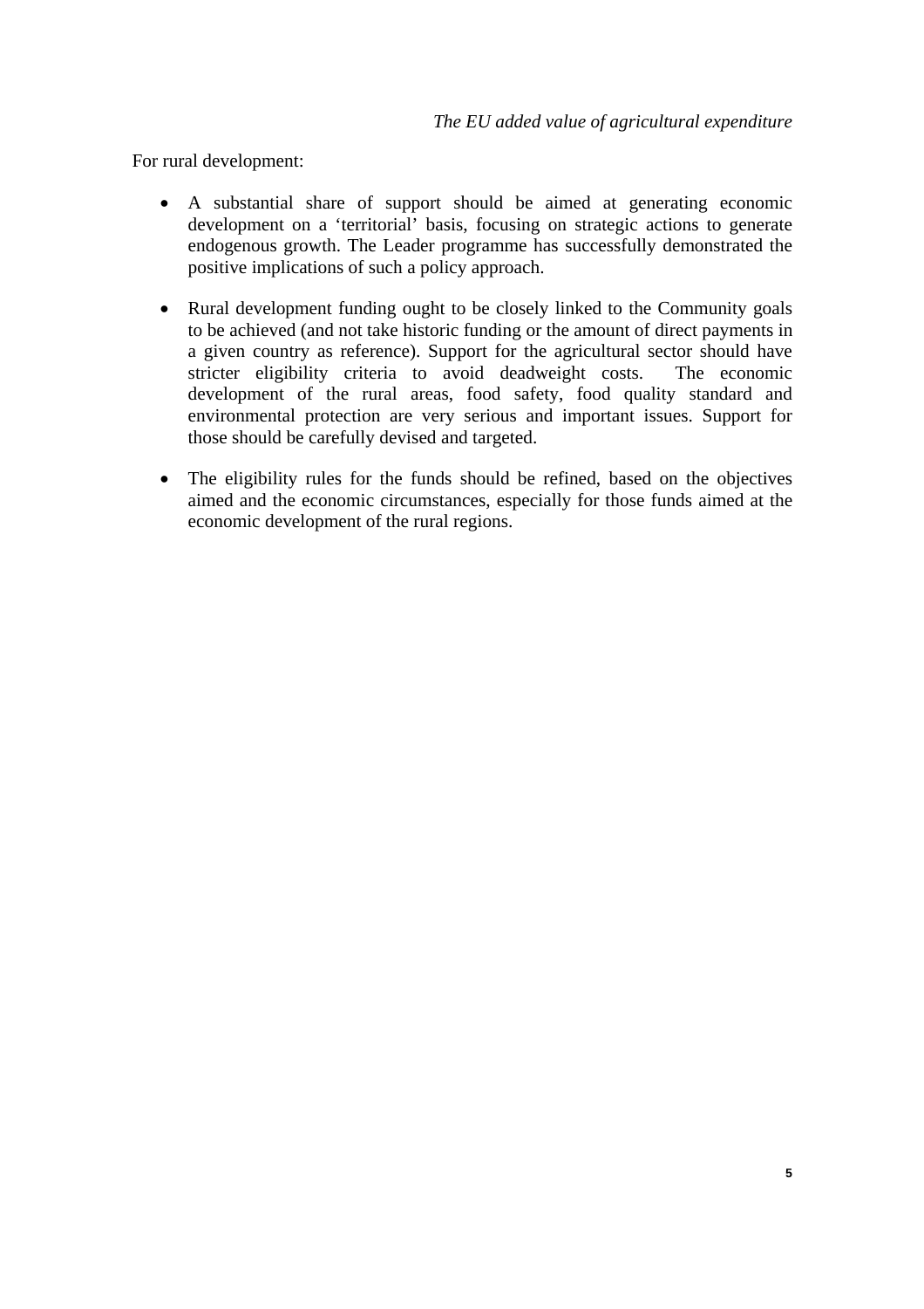For rural development:

- A substantial share of support should be aimed at generating economic development on a 'territorial' basis, focusing on strategic actions to generate endogenous growth. The Leader programme has successfully demonstrated the positive implications of such a policy approach.

- Rural development funding ought to be closely linked to the Community goals to be achieved (and not take historic funding or the amount of direct payments in a given country as reference). Support for the agricultural sector should have stricter eligibility criteria to avoid deadweight costs. The economic development of the rural areas, food safety, food quality standard and environmental protection are very serious and important issues. Support for those should be carefully devised and targeted.

- The eligibility rules for the funds should be refined, based on the objectives aimed and the economic circumstances, especially for those funds aimed at the economic development of the rural regions.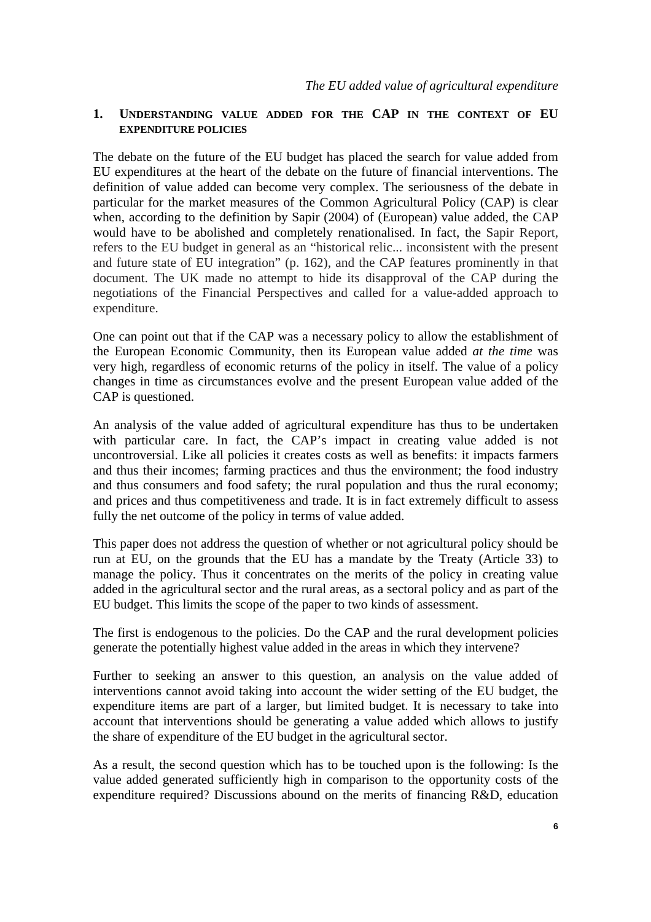## 1. Understanding value added for the CAP in the context of EU expenditure policies

The debate on the future of the EU budget has placed the search for value added from EU expenditures at the heart of the debate on the future of financial interventions. The definition of value added can become very complex. The seriousness of the debate in particular for the market measures of the Common Agricultural Policy (CAP) is clear when, according to the definition by Sapir (2004) of (European) value added, the CAP would have to be abolished and completely renationalised. In fact, the Sapir Report, refers to the EU budget in general as an "historical relic... inconsistent with the present and future state of EU integration" (p. 162), and the CAP features prominently in that document. The UK made no attempt to hide its disapproval of the CAP during the negotiations of the Financial Perspectives and called for a value-added approach to expenditure.

One can point out that if the CAP was a necessary policy to allow the establishment of the European Economic Community, then its European value added *at the time* was very high, regardless of economic returns of the policy in itself. The value of a policy changes in time as circumstances evolve and the present European value added of the CAP is questioned.

An analysis of the value added of agricultural expenditure has thus to be undertaken with particular care. In fact, the CAP's impact in creating value added is not uncontroversial. Like all policies it creates costs as well as benefits: it impacts farmers and thus their incomes; farming practices and thus the environment; the food industry and thus consumers and food safety; the rural population and thus the rural economy; and prices and thus competitiveness and trade. It is in fact extremely difficult to assess fully the net outcome of the policy in terms of value added.

This paper does not address the question of whether or not agricultural policy should be run at EU, on the grounds that the EU has a mandate by the Treaty (Article 33) to manage the policy. Thus it concentrates on the merits of the policy in creating value added in the agricultural sector and the rural areas, as a sectoral policy and as part of the EU budget. This limits the scope of the paper to two kinds of assessment.

The first is endogenous to the policies. Do the CAP and the rural development policies generate the potentially highest value added in the areas in which they intervene?

Further to seeking an answer to this question, an analysis on the value added of interventions cannot avoid taking into account the wider setting of the EU budget, the expenditure items are part of a larger, but limited budget. It is necessary to take into account that interventions should be generating a value added which allows to justify the share of expenditure of the EU budget in the agricultural sector.

As a result, the second question which has to be touched upon is the following: Is the value added generated sufficiently high in comparison to the opportunity costs of the expenditure required? Discussions abound on the merits of financing R&D, education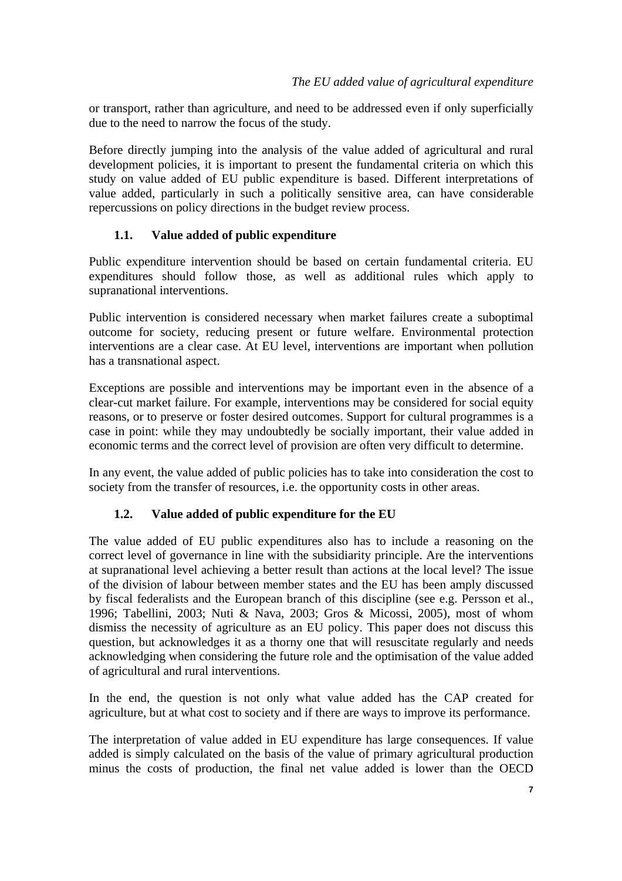or transport, rather than agriculture, and need to be addressed even if only superficially due to the need to narrow the focus of the study.

Before directly jumping into the analysis of the value added of agricultural and rural development policies, it is important to present the fundamental criteria on which this study on value added of EU public expenditure is based. Different interpretations of value added, particularly in such a politically sensitive area, can have considerable repercussions on policy directions in the budget review process.

## 1.1. Value added of public expenditure

Public expenditure intervention should be based on certain fundamental criteria. EU expenditures should follow those, as well as additional rules which apply to supranational interventions.

Public intervention is considered necessary when market failures create a suboptimal outcome for society, reducing present or future welfare. Environmental protection interventions are a clear case. At EU level, interventions are important when pollution has a transnational aspect.

Exceptions are possible and interventions may be important even in the absence of a clear-cut market failure. For example, interventions may be considered for social equity reasons, or to preserve or foster desired outcomes. Support for cultural programmes is a case in point: while they may undoubtedly be socially important, their value added in economic terms and the correct level of provision are often very difficult to determine.

In any event, the value added of public policies has to take into consideration the cost to society from the transfer of resources, i.e. the opportunity costs in other areas.

## 1.2. Value added of public expenditure for the EU

The value added of EU public expenditures also has to include a reasoning on the correct level of governance in line with the subsidiarity principle. Are the interventions at supranational level achieving a better result than actions at the local level? The issue of the division of labour between member states and the EU has been amply discussed by fiscal federalists and the European branch of this discipline (see e.g. Persson et al., 1996; Tabellini, 2003; Nuti & Nava, 2003; Gros & Micossi, 2005), most of whom dismiss the necessity of agriculture as an EU policy. This paper does not discuss this question, but acknowledges it as a thorny one that will resuscitate regularly and needs acknowledging when considering the future role and the optimisation of the value added of agricultural and rural interventions.

In the end, the question is not only what value added has the CAP created for agriculture, but at what cost to society and if there are ways to improve its performance.

The interpretation of value added in EU expenditure has large consequences. If value added is simply calculated on the basis of the value of primary agricultural production minus the costs of production, the final net value added is lower than the OECD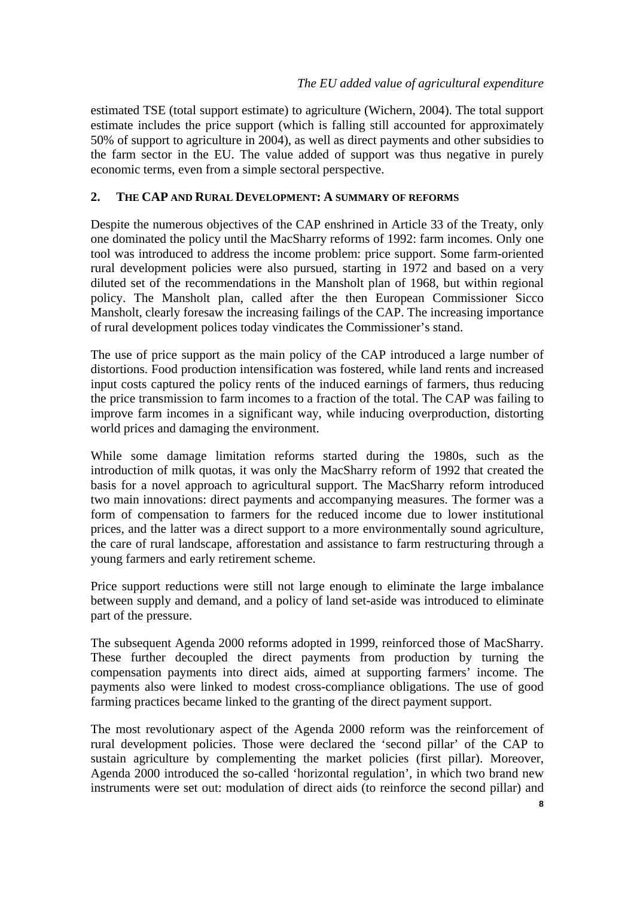estimated TSE (total support estimate) to agriculture (Wichern, 2004). The total support estimate includes the price support (which is falling still accounted for approximately 50% of support to agriculture in 2004), as well as direct payments and other subsidies to the farm sector in the EU. The value added of support was thus negative in purely economic terms, even from a simple sectoral perspective.

## 2. THE CAP AND RURAL DEVELOPMENT: A SUMMARY OF REFORMS

Despite the numerous objectives of the CAP enshrined in Article 33 of the Treaty, only one dominated the policy until the MacSharry reforms of 1992: farm incomes. Only one tool was introduced to address the income problem: price support. Some farm-oriented rural development policies were also pursued, starting in 1972 and based on a very diluted set of the recommendations in the Mansholt plan of 1968, but within regional policy. The Mansholt plan, called after the then European Commissioner Sicco Mansholt, clearly foresaw the increasing failings of the CAP. The increasing importance of rural development polices today vindicates the Commissioner's stand.

The use of price support as the main policy of the CAP introduced a large number of distortions. Food production intensification was fostered, while land rents and increased input costs captured the policy rents of the induced earnings of farmers, thus reducing the price transmission to farm incomes to a fraction of the total. The CAP was failing to improve farm incomes in a significant way, while inducing overproduction, distorting world prices and damaging the environment.

While some damage limitation reforms started during the 1980s, such as the introduction of milk quotas, it was only the MacSharry reform of 1992 that created the basis for a novel approach to agricultural support. The MacSharry reform introduced two main innovations: direct payments and accompanying measures. The former was a form of compensation to farmers for the reduced income due to lower institutional prices, and the latter was a direct support to a more environmentally sound agriculture, the care of rural landscape, afforestation and assistance to farm restructuring through a young farmers and early retirement scheme.

Price support reductions were still not large enough to eliminate the large imbalance between supply and demand, and a policy of land set-aside was introduced to eliminate part of the pressure.

The subsequent Agenda 2000 reforms adopted in 1999, reinforced those of MacSharry. These further decoupled the direct payments from production by turning the compensation payments into direct aids, aimed at supporting farmers' income. The payments also were linked to modest cross-compliance obligations. The use of good farming practices became linked to the granting of the direct payment support.

The most revolutionary aspect of the Agenda 2000 reform was the reinforcement of rural development policies. Those were declared the 'second pillar' of the CAP to sustain agriculture by complementing the market policies (first pillar). Moreover, Agenda 2000 introduced the so-called 'horizontal regulation', in which two brand new instruments were set out: modulation of direct aids (to reinforce the second pillar) and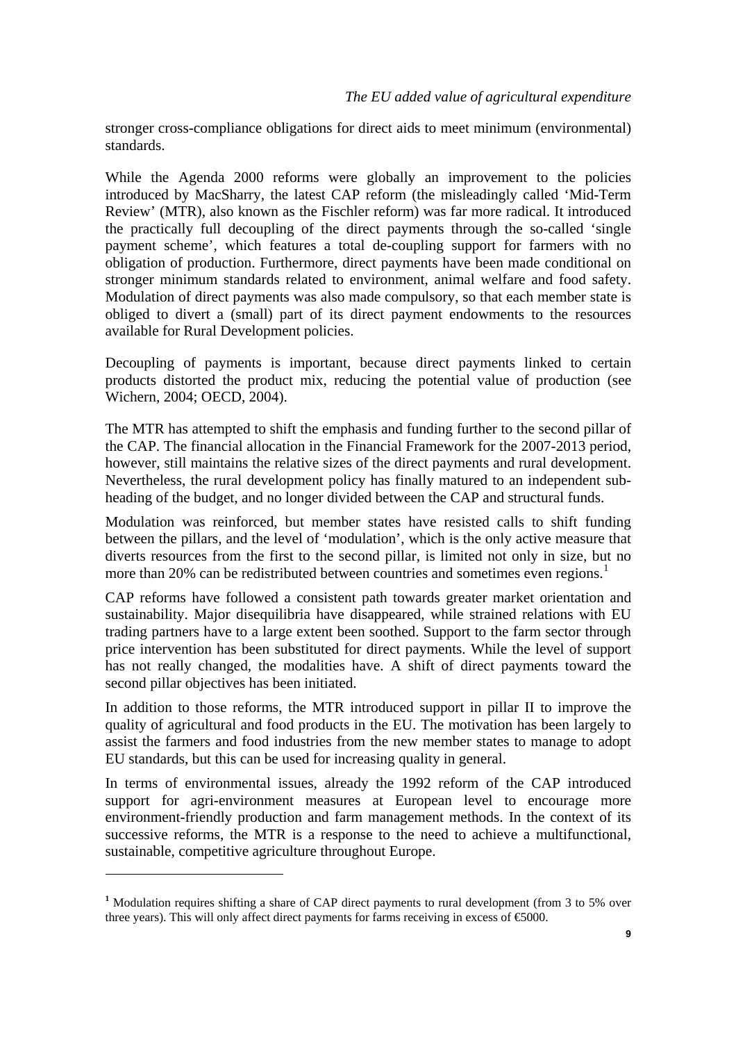stronger cross-compliance obligations for direct aids to meet minimum (environmental) standards.

While the Agenda 2000 reforms were globally an improvement to the policies introduced by MacSharry, the latest CAP reform (the misleadingly called 'Mid-Term Review' (MTR), also known as the Fischler reform) was far more radical. It introduced the practically full decoupling of the direct payments through the so-called 'single payment scheme', which features a total de-coupling support for farmers with no obligation of production. Furthermore, direct payments have been made conditional on stronger minimum standards related to environment, animal welfare and food safety. Modulation of direct payments was also made compulsory, so that each member state is obliged to divert a (small) part of its direct payment endowments to the resources available for Rural Development policies.

Decoupling of payments is important, because direct payments linked to certain products distorted the product mix, reducing the potential value of production (see Wichern, 2004; OECD, 2004).

The MTR has attempted to shift the emphasis and funding further to the second pillar of the CAP. The financial allocation in the Financial Framework for the 2007-2013 period, however, still maintains the relative sizes of the direct payments and rural development. Nevertheless, the rural development policy has finally matured to an independent sub-heading of the budget, and no longer divided between the CAP and structural funds.

Modulation was reinforced, but member states have resisted calls to shift funding between the pillars, and the level of 'modulation', which is the only active measure that diverts resources from the first to the second pillar, is limited not only in size, but no more than 20% can be redistributed between countries and sometimes even regions.[1]

CAP reforms have followed a consistent path towards greater market orientation and sustainability. Major disequilibria have disappeared, while strained relations with EU trading partners have to a large extent been soothed. Support to the farm sector through price intervention has been substituted for direct payments. While the level of support has not really changed, the modalities have. A shift of direct payments toward the second pillar objectives has been initiated.

In addition to those reforms, the MTR introduced support in pillar II to improve the quality of agricultural and food products in the EU. The motivation has been largely to assist the farmers and food industries from the new member states to manage to adopt EU standards, but this can be used for increasing quality in general.

In terms of environmental issues, already the 1992 reform of the CAP introduced support for agri-environment measures at European level to encourage more environment-friendly production and farm management methods. In the context of its successive reforms, the MTR is a response to the need to achieve a multifunctional, sustainable, competitive agriculture throughout Europe.

---

[1] Modulation requires shifting a share of CAP direct payments to rural development (from 3 to 5% over three years). This will only affect direct payments for farms receiving in excess of €5000.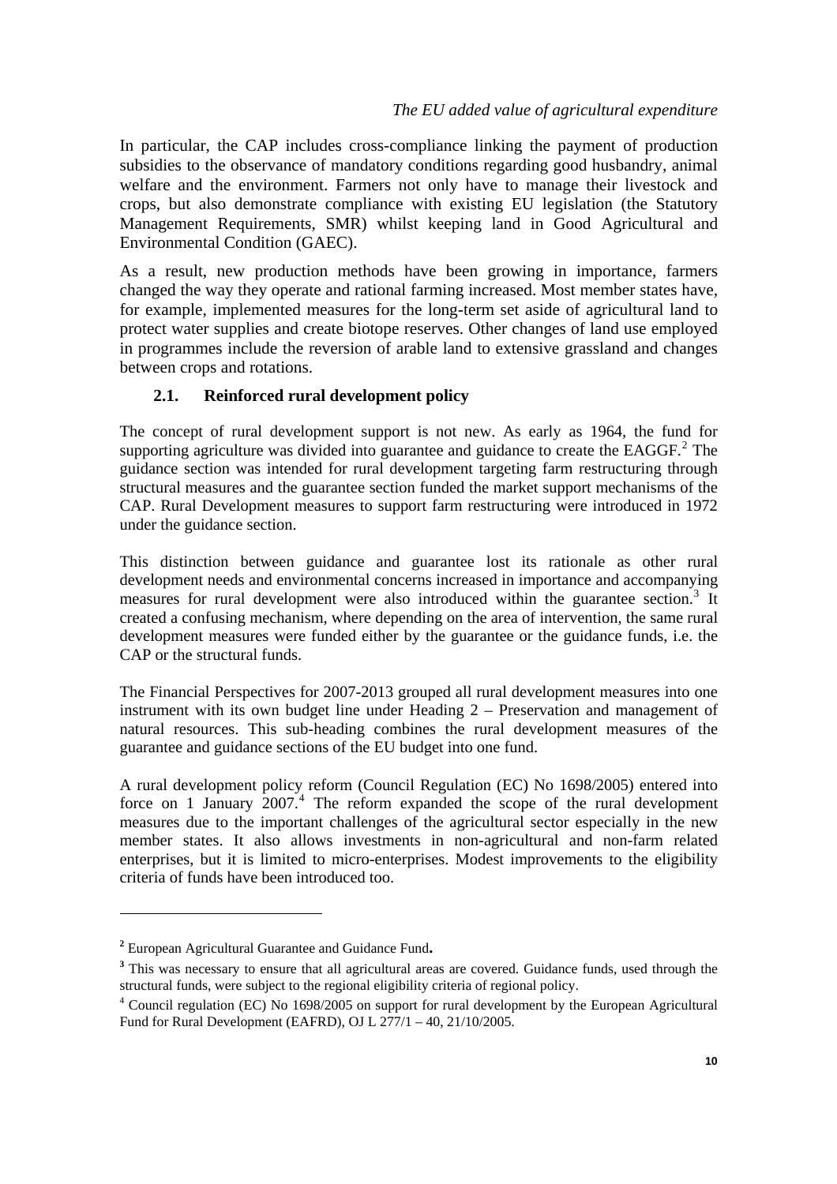In particular, the CAP includes cross-compliance linking the payment of production subsidies to the observance of mandatory conditions regarding good husbandry, animal welfare and the environment. Farmers not only have to manage their livestock and crops, but also demonstrate compliance with existing EU legislation (the Statutory Management Requirements, SMR) whilst keeping land in Good Agricultural and Environmental Condition (GAEC).

As a result, new production methods have been growing in importance, farmers changed the way they operate and rational farming increased. Most member states have, for example, implemented measures for the long-term set aside of agricultural land to protect water supplies and create biotope reserves. Other changes of land use employed in programmes include the reversion of arable land to extensive grassland and changes between crops and rotations.

## 2.1. Reinforced rural development policy

The concept of rural development support is not new. As early as 1964, the fund for supporting agriculture was divided into guarantee and guidance to create the EAGGF.[2] The guidance section was intended for rural development targeting farm restructuring through structural measures and the guarantee section funded the market support mechanisms of the CAP. Rural Development measures to support farm restructuring were introduced in 1972 under the guidance section.

This distinction between guidance and guarantee lost its rationale as other rural development needs and environmental concerns increased in importance and accompanying measures for rural development were also introduced within the guarantee section.[3] It created a confusing mechanism, where depending on the area of intervention, the same rural development measures were funded either by the guarantee or the guidance funds, i.e. the CAP or the structural funds.

The Financial Perspectives for 2007-2013 grouped all rural development measures into one instrument with its own budget line under Heading 2 – Preservation and management of natural resources. This sub-heading combines the rural development measures of the guarantee and guidance sections of the EU budget into one fund.

A rural development policy reform (Council Regulation (EC) No 1698/2005) entered into force on 1 January 2007.[4] The reform expanded the scope of the rural development measures due to the important challenges of the agricultural sector especially in the new member states. It also allows investments in non-agricultural and non-farm related enterprises, but it is limited to micro-enterprises. Modest improvements to the eligibility criteria of funds have been introduced too.

---

[2] European Agricultural Guarantee and Guidance Fund.

[3] This was necessary to ensure that all agricultural areas are covered. Guidance funds, used through the structural funds, were subject to the regional eligibility criteria of regional policy.

[4] Council regulation (EC) No 1698/2005 on support for rural development by the European Agricultural Fund for Rural Development (EAFRD), OJ L 277/1 – 40, 21/10/2005.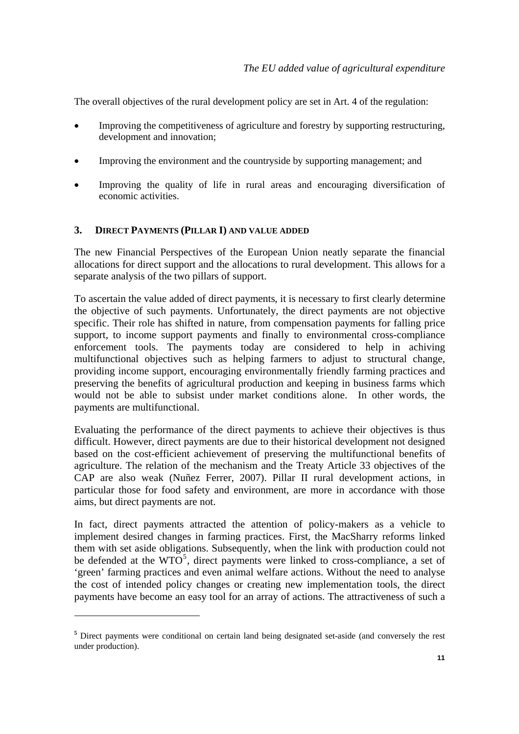The overall objectives of the rural development policy are set in Art. 4 of the regulation:

- Improving the competitiveness of agriculture and forestry by supporting restructuring, development and innovation;
- Improving the environment and the countryside by supporting management; and
- Improving the quality of life in rural areas and encouraging diversification of economic activities.

## 3. DIRECT PAYMENTS (PILLAR I) AND VALUE ADDED

The new Financial Perspectives of the European Union neatly separate the financial allocations for direct support and the allocations to rural development. This allows for a separate analysis of the two pillars of support.

To ascertain the value added of direct payments, it is necessary to first clearly determine the objective of such payments. Unfortunately, the direct payments are not objective specific. Their role has shifted in nature, from compensation payments for falling price support, to income support payments and finally to environmental cross-compliance enforcement tools. The payments today are considered to help in achiving multifunctional objectives such as helping farmers to adjust to structural change, providing income support, encouraging environmentally friendly farming practices and preserving the benefits of agricultural production and keeping in business farms which would not be able to subsist under market conditions alone. In other words, the payments are multifunctional.

Evaluating the performance of the direct payments to achieve their objectives is thus difficult. However, direct payments are due to their historical development not designed based on the cost-efficient achievement of preserving the multifunctional benefits of agriculture. The relation of the mechanism and the Treaty Article 33 objectives of the CAP are also weak (Nuñez Ferrer, 2007). Pillar II rural development actions, in particular those for food safety and environment, are more in accordance with those aims, but direct payments are not.

In fact, direct payments attracted the attention of policy-makers as a vehicle to implement desired changes in farming practices. First, the MacSharry reforms linked them with set aside obligations. Subsequently, when the link with production could not be defended at the WTO[5], direct payments were linked to cross-compliance, a set of 'green' farming practices and even animal welfare actions. Without the need to analyse the cost of intended policy changes or creating new implementation tools, the direct payments have become an easy tool for an array of actions. The attractiveness of such a

[5] Direct payments were conditional on certain land being designated set-aside (and conversely the rest under production).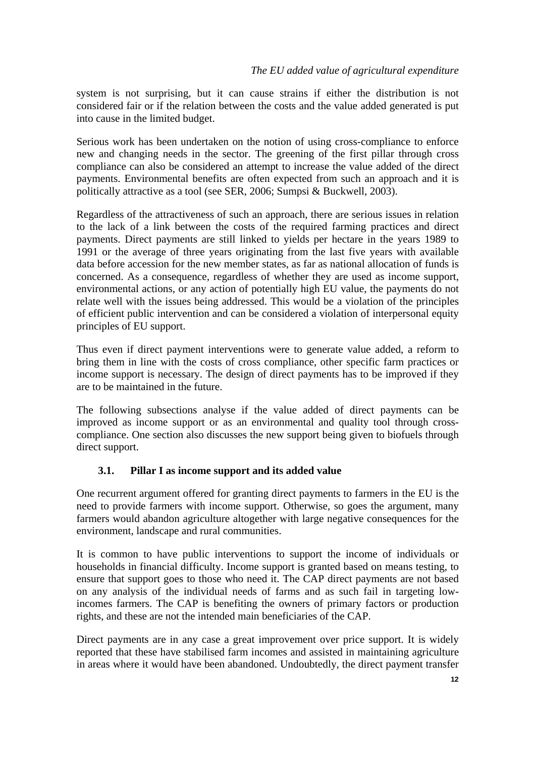system is not surprising, but it can cause strains if either the distribution is not considered fair or if the relation between the costs and the value added generated is put into cause in the limited budget.

Serious work has been undertaken on the notion of using cross-compliance to enforce new and changing needs in the sector. The greening of the first pillar through cross compliance can also be considered an attempt to increase the value added of the direct payments. Environmental benefits are often expected from such an approach and it is politically attractive as a tool (see SER, 2006; Sumpsi & Buckwell, 2003).

Regardless of the attractiveness of such an approach, there are serious issues in relation to the lack of a link between the costs of the required farming practices and direct payments. Direct payments are still linked to yields per hectare in the years 1989 to 1991 or the average of three years originating from the last five years with available data before accession for the new member states, as far as national allocation of funds is concerned. As a consequence, regardless of whether they are used as income support, environmental actions, or any action of potentially high EU value, the payments do not relate well with the issues being addressed. This would be a violation of the principles of efficient public intervention and can be considered a violation of interpersonal equity principles of EU support.

Thus even if direct payment interventions were to generate value added, a reform to bring them in line with the costs of cross compliance, other specific farm practices or income support is necessary. The design of direct payments has to be improved if they are to be maintained in the future.

The following subsections analyse if the value added of direct payments can be improved as income support or as an environmental and quality tool through cross-compliance. One section also discusses the new support being given to biofuels through direct support.

### 3.1. Pillar I as income support and its added value

One recurrent argument offered for granting direct payments to farmers in the EU is the need to provide farmers with income support. Otherwise, so goes the argument, many farmers would abandon agriculture altogether with large negative consequences for the environment, landscape and rural communities.

It is common to have public interventions to support the income of individuals or households in financial difficulty. Income support is granted based on means testing, to ensure that support goes to those who need it. The CAP direct payments are not based on any analysis of the individual needs of farms and as such fail in targeting low-incomes farmers. The CAP is benefiting the owners of primary factors or production rights, and these are not the intended main beneficiaries of the CAP.

Direct payments are in any case a great improvement over price support. It is widely reported that these have stabilised farm incomes and assisted in maintaining agriculture in areas where it would have been abandoned. Undoubtedly, the direct payment transfer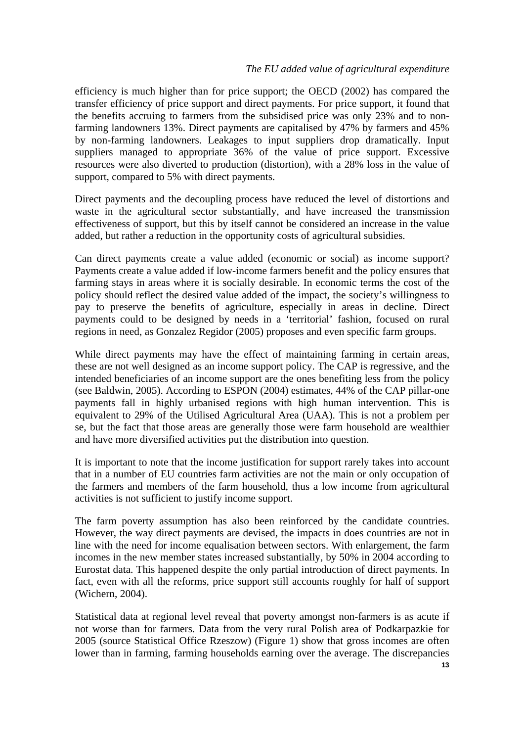efficiency is much higher than for price support; the OECD (2002) has compared the transfer efficiency of price support and direct payments. For price support, it found that the benefits accruing to farmers from the subsidised price was only 23% and to non-farming landowners 13%. Direct payments are capitalised by 47% by farmers and 45% by non-farming landowners. Leakages to input suppliers drop dramatically. Input suppliers managed to appropriate 36% of the value of price support. Excessive resources were also diverted to production (distortion), with a 28% loss in the value of support, compared to 5% with direct payments.

Direct payments and the decoupling process have reduced the level of distortions and waste in the agricultural sector substantially, and have increased the transmission effectiveness of support, but this by itself cannot be considered an increase in the value added, but rather a reduction in the opportunity costs of agricultural subsidies.

Can direct payments create a value added (economic or social) as income support? Payments create a value added if low-income farmers benefit and the policy ensures that farming stays in areas where it is socially desirable. In economic terms the cost of the policy should reflect the desired value added of the impact, the society's willingness to pay to preserve the benefits of agriculture, especially in areas in decline. Direct payments could to be designed by needs in a 'territorial' fashion, focused on rural regions in need, as Gonzalez Regidor (2005) proposes and even specific farm groups.

While direct payments may have the effect of maintaining farming in certain areas, these are not well designed as an income support policy. The CAP is regressive, and the intended beneficiaries of an income support are the ones benefiting less from the policy (see Baldwin, 2005). According to ESPON (2004) estimates, 44% of the CAP pillar-one payments fall in highly urbanised regions with high human intervention. This is equivalent to 29% of the Utilised Agricultural Area (UAA). This is not a problem per se, but the fact that those areas are generally those were farm household are wealthier and have more diversified activities put the distribution into question.

It is important to note that the income justification for support rarely takes into account that in a number of EU countries farm activities are not the main or only occupation of the farmers and members of the farm household, thus a low income from agricultural activities is not sufficient to justify income support.

The farm poverty assumption has also been reinforced by the candidate countries. However, the way direct payments are devised, the impacts in does countries are not in line with the need for income equalisation between sectors. With enlargement, the farm incomes in the new member states increased substantially, by 50% in 2004 according to Eurostat data. This happened despite the only partial introduction of direct payments. In fact, even with all the reforms, price support still accounts roughly for half of support (Wichern, 2004).

Statistical data at regional level reveal that poverty amongst non-farmers is as acute if not worse than for farmers. Data from the very rural Polish area of Podkarpazkie for 2005 (source Statistical Office Rzeszow) (Figure 1) show that gross incomes are often lower than in farming, farming households earning over the average. The discrepancies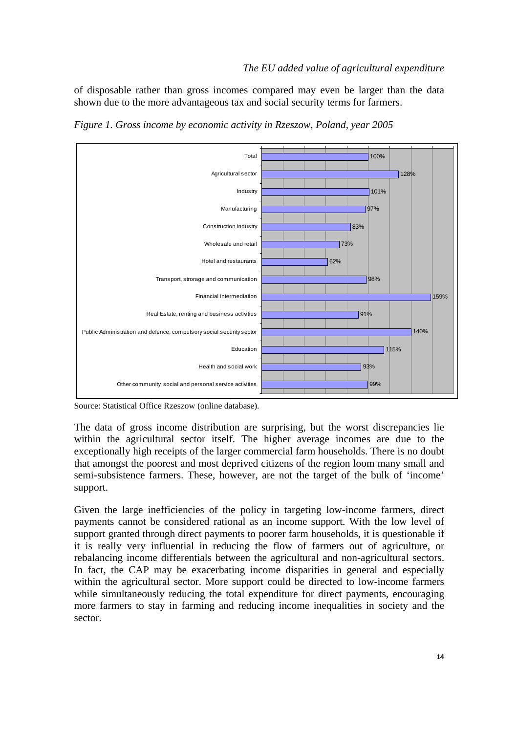of disposable rather than gross incomes compared may even be larger than the data shown due to the more advantageous tax and social security terms for farmers.

*Figure 1. Gross income by economic activity in Rzeszow, Poland, year 2005*

| Economic activity | Gross income |
|---|---|
| Total | 100% |
| Agricultural sector | 128% |
| Industry | 101% |
| Manufacturing | 97% |
| Construction industry | 83% |
| Wholesale and retail | 73% |
| Hotel and restaurants | 62% |
| Transport, strorage and communication | 98% |
| Financial intermediation | 159% |
| Real Estate, renting and business activities | 91% |
| Public Administration and defence, compulsory social security sector | 140% |
| Education | 115% |
| Health and social work | 93% |
| Other community, social and personal service activities | 99% |

Source: Statistical Office Rzeszow (online database).

The data of gross income distribution are surprising, but the worst discrepancies lie within the agricultural sector itself. The higher average incomes are due to the exceptionally high receipts of the larger commercial farm households. There is no doubt that amongst the poorest and most deprived citizens of the region loom many small and semi-subsistence farmers. These, however, are not the target of the bulk of 'income' support.

Given the large inefficiencies of the policy in targeting low-income farmers, direct payments cannot be considered rational as an income support. With the low level of support granted through direct payments to poorer farm households, it is questionable if it is really very influential in reducing the flow of farmers out of agriculture, or rebalancing income differentials between the agricultural and non-agricultural sectors. In fact, the CAP may be exacerbating income disparities in general and especially within the agricultural sector. More support could be directed to low-income farmers while simultaneously reducing the total expenditure for direct payments, encouraging more farmers to stay in farming and reducing income inequalities in society and the sector.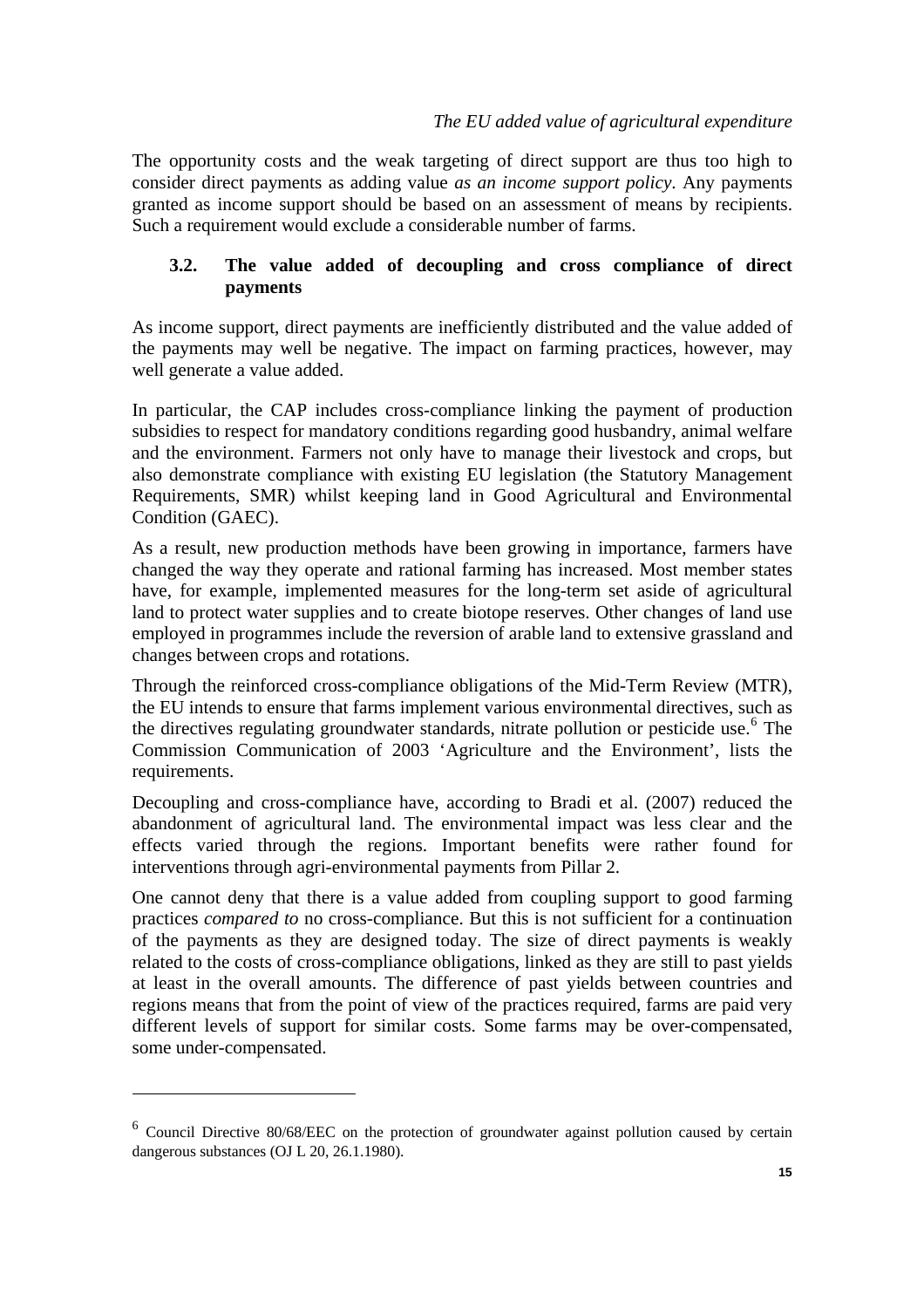The opportunity costs and the weak targeting of direct support are thus too high to consider direct payments as adding value *as an income support policy*. Any payments granted as income support should be based on an assessment of means by recipients. Such a requirement would exclude a considerable number of farms.

### 3.2. The value added of decoupling and cross compliance of direct payments

As income support, direct payments are inefficiently distributed and the value added of the payments may well be negative. The impact on farming practices, however, may well generate a value added.

In particular, the CAP includes cross-compliance linking the payment of production subsidies to respect for mandatory conditions regarding good husbandry, animal welfare and the environment. Farmers not only have to manage their livestock and crops, but also demonstrate compliance with existing EU legislation (the Statutory Management Requirements, SMR) whilst keeping land in Good Agricultural and Environmental Condition (GAEC).

As a result, new production methods have been growing in importance, farmers have changed the way they operate and rational farming has increased. Most member states have, for example, implemented measures for the long-term set aside of agricultural land to protect water supplies and to create biotope reserves. Other changes of land use employed in programmes include the reversion of arable land to extensive grassland and changes between crops and rotations.

Through the reinforced cross-compliance obligations of the Mid-Term Review (MTR), the EU intends to ensure that farms implement various environmental directives, such as the directives regulating groundwater standards, nitrate pollution or pesticide use.[6] The Commission Communication of 2003 'Agriculture and the Environment', lists the requirements.

Decoupling and cross-compliance have, according to Bradi et al. (2007) reduced the abandonment of agricultural land. The environmental impact was less clear and the effects varied through the regions. Important benefits were rather found for interventions through agri-environmental payments from Pillar 2.

One cannot deny that there is a value added from coupling support to good farming practices *compared to* no cross-compliance. But this is not sufficient for a continuation of the payments as they are designed today. The size of direct payments is weakly related to the costs of cross-compliance obligations, linked as they are still to past yields at least in the overall amounts. The difference of past yields between countries and regions means that from the point of view of the practices required, farms are paid very different levels of support for similar costs. Some farms may be over-compensated, some under-compensated.

---

[6] Council Directive 80/68/EEC on the protection of groundwater against pollution caused by certain dangerous substances (OJ L 20, 26.1.1980).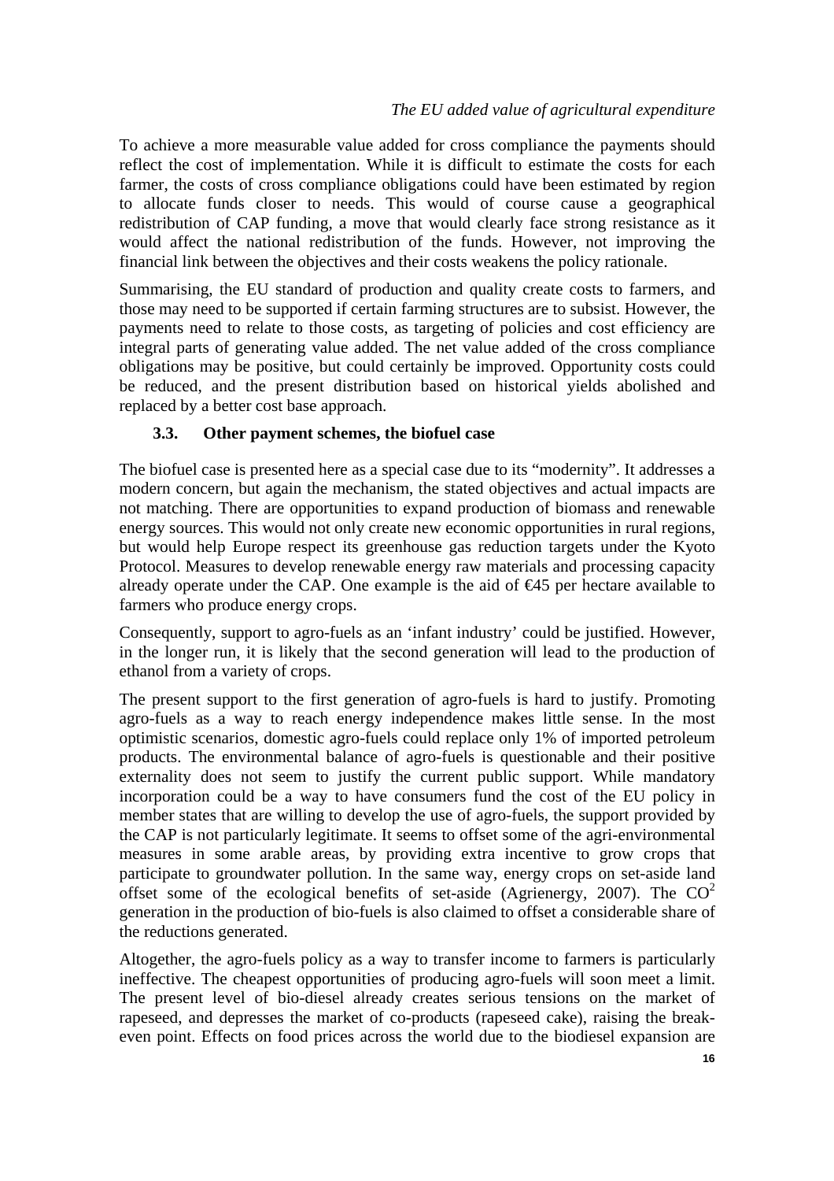To achieve a more measurable value added for cross compliance the payments should reflect the cost of implementation. While it is difficult to estimate the costs for each farmer, the costs of cross compliance obligations could have been estimated by region to allocate funds closer to needs. This would of course cause a geographical redistribution of CAP funding, a move that would clearly face strong resistance as it would affect the national redistribution of the funds. However, not improving the financial link between the objectives and their costs weakens the policy rationale.

Summarising, the EU standard of production and quality create costs to farmers, and those may need to be supported if certain farming structures are to subsist. However, the payments need to relate to those costs, as targeting of policies and cost efficiency are integral parts of generating value added. The net value added of the cross compliance obligations may be positive, but could certainly be improved. Opportunity costs could be reduced, and the present distribution based on historical yields abolished and replaced by a better cost base approach.

### 3.3. Other payment schemes, the biofuel case

The biofuel case is presented here as a special case due to its "modernity". It addresses a modern concern, but again the mechanism, the stated objectives and actual impacts are not matching. There are opportunities to expand production of biomass and renewable energy sources. This would not only create new economic opportunities in rural regions, but would help Europe respect its greenhouse gas reduction targets under the Kyoto Protocol. Measures to develop renewable energy raw materials and processing capacity already operate under the CAP. One example is the aid of €45 per hectare available to farmers who produce energy crops.

Consequently, support to agro-fuels as an 'infant industry' could be justified. However, in the longer run, it is likely that the second generation will lead to the production of ethanol from a variety of crops.

The present support to the first generation of agro-fuels is hard to justify. Promoting agro-fuels as a way to reach energy independence makes little sense. In the most optimistic scenarios, domestic agro-fuels could replace only 1% of imported petroleum products. The environmental balance of agro-fuels is questionable and their positive externality does not seem to justify the current public support. While mandatory incorporation could be a way to have consumers fund the cost of the EU policy in member states that are willing to develop the use of agro-fuels, the support provided by the CAP is not particularly legitimate. It seems to offset some of the agri-environmental measures in some arable areas, by providing extra incentive to grow crops that participate to groundwater pollution. In the same way, energy crops on set-aside land offset some of the ecological benefits of set-aside (Agrienergy, 2007). The $CO^2$ generation in the production of bio-fuels is also claimed to offset a considerable share of the reductions generated.

Altogether, the agro-fuels policy as a way to transfer income to farmers is particularly ineffective. The cheapest opportunities of producing agro-fuels will soon meet a limit. The present level of bio-diesel already creates serious tensions on the market of rapeseed, and depresses the market of co-products (rapeseed cake), raising the break-even point. Effects on food prices across the world due to the biodiesel expansion are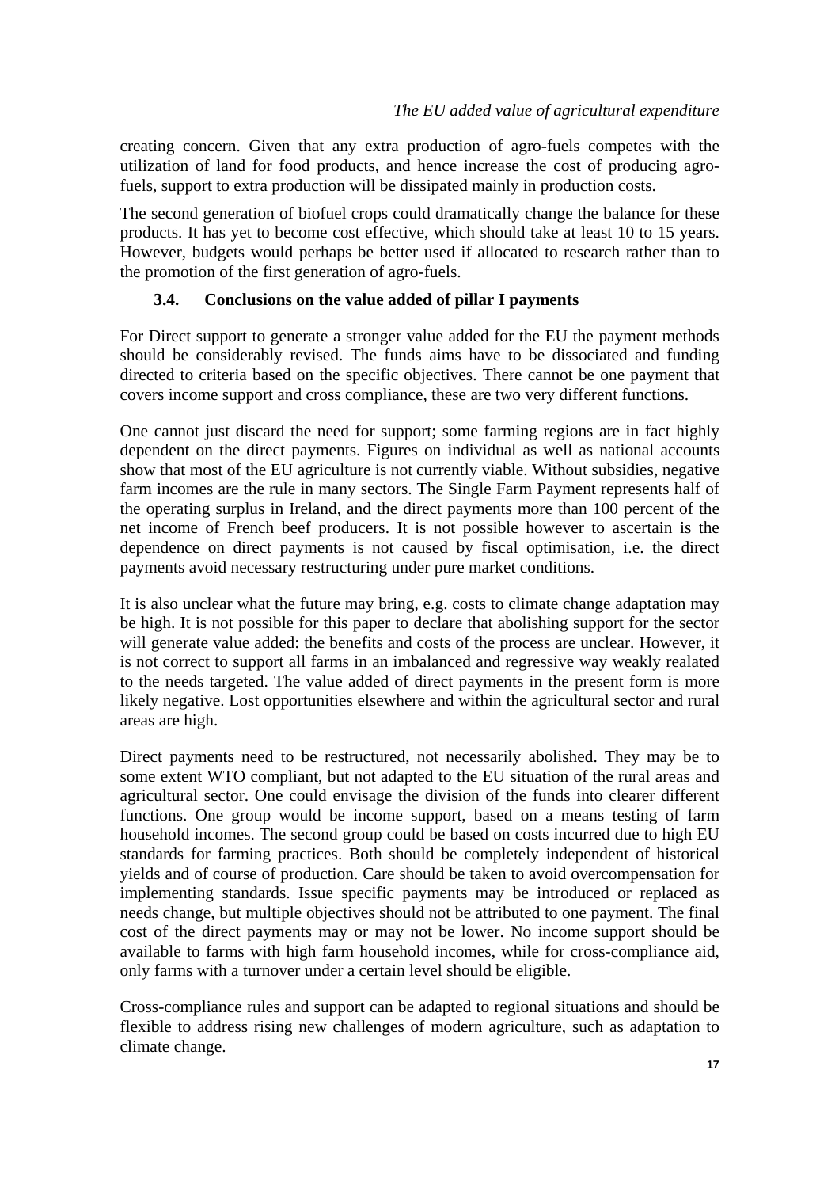creating concern. Given that any extra production of agro-fuels competes with the utilization of land for food products, and hence increase the cost of producing agro-fuels, support to extra production will be dissipated mainly in production costs.

The second generation of biofuel crops could dramatically change the balance for these products. It has yet to become cost effective, which should take at least 10 to 15 years. However, budgets would perhaps be better used if allocated to research rather than to the promotion of the first generation of agro-fuels.

### 3.4. Conclusions on the value added of pillar I payments

For Direct support to generate a stronger value added for the EU the payment methods should be considerably revised. The funds aims have to be dissociated and funding directed to criteria based on the specific objectives. There cannot be one payment that covers income support and cross compliance, these are two very different functions.

One cannot just discard the need for support; some farming regions are in fact highly dependent on the direct payments. Figures on individual as well as national accounts show that most of the EU agriculture is not currently viable. Without subsidies, negative farm incomes are the rule in many sectors. The Single Farm Payment represents half of the operating surplus in Ireland, and the direct payments more than 100 percent of the net income of French beef producers. It is not possible however to ascertain is the dependence on direct payments is not caused by fiscal optimisation, i.e. the direct payments avoid necessary restructuring under pure market conditions.

It is also unclear what the future may bring, e.g. costs to climate change adaptation may be high. It is not possible for this paper to declare that abolishing support for the sector will generate value added: the benefits and costs of the process are unclear. However, it is not correct to support all farms in an imbalanced and regressive way weakly realated to the needs targeted. The value added of direct payments in the present form is more likely negative. Lost opportunities elsewhere and within the agricultural sector and rural areas are high.

Direct payments need to be restructured, not necessarily abolished. They may be to some extent WTO compliant, but not adapted to the EU situation of the rural areas and agricultural sector. One could envisage the division of the funds into clearer different functions. One group would be income support, based on a means testing of farm household incomes. The second group could be based on costs incurred due to high EU standards for farming practices. Both should be completely independent of historical yields and of course of production. Care should be taken to avoid overcompensation for implementing standards. Issue specific payments may be introduced or replaced as needs change, but multiple objectives should not be attributed to one payment. The final cost of the direct payments may or may not be lower. No income support should be available to farms with high farm household incomes, while for cross-compliance aid, only farms with a turnover under a certain level should be eligible.

Cross-compliance rules and support can be adapted to regional situations and should be flexible to address rising new challenges of modern agriculture, such as adaptation to climate change.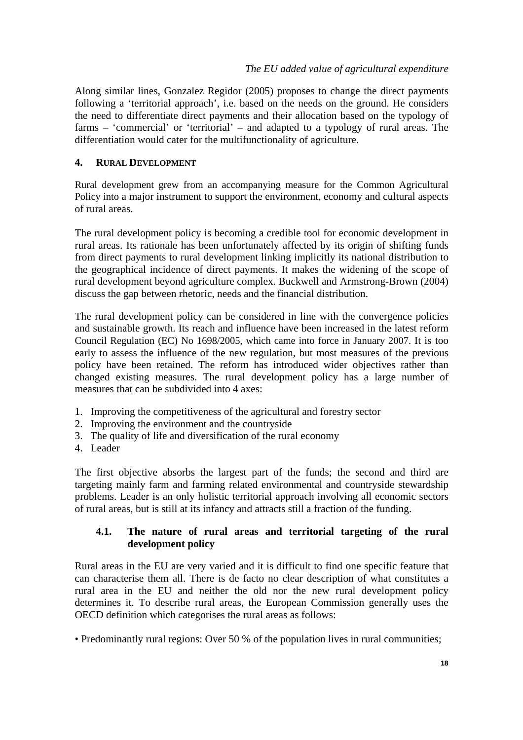Along similar lines, Gonzalez Regidor (2005) proposes to change the direct payments following a 'territorial approach', i.e. based on the needs on the ground. He considers the need to differentiate direct payments and their allocation based on the typology of farms – 'commercial' or 'territorial' – and adapted to a typology of rural areas. The differentiation would cater for the multifunctionality of agriculture.

## 4. RURAL DEVELOPMENT

Rural development grew from an accompanying measure for the Common Agricultural Policy into a major instrument to support the environment, economy and cultural aspects of rural areas.

The rural development policy is becoming a credible tool for economic development in rural areas. Its rationale has been unfortunately affected by its origin of shifting funds from direct payments to rural development linking implicitly its national distribution to the geographical incidence of direct payments. It makes the widening of the scope of rural development beyond agriculture complex. Buckwell and Armstrong-Brown (2004) discuss the gap between rhetoric, needs and the financial distribution.

The rural development policy can be considered in line with the convergence policies and sustainable growth. Its reach and influence have been increased in the latest reform Council Regulation (EC) No 1698/2005, which came into force in January 2007. It is too early to assess the influence of the new regulation, but most measures of the previous policy have been retained. The reform has introduced wider objectives rather than changed existing measures. The rural development policy has a large number of measures that can be subdivided into 4 axes:

1. Improving the competitiveness of the agricultural and forestry sector
2. Improving the environment and the countryside
3. The quality of life and diversification of the rural economy
4. Leader

The first objective absorbs the largest part of the funds; the second and third are targeting mainly farm and farming related environmental and countryside stewardship problems. Leader is an only holistic territorial approach involving all economic sectors of rural areas, but is still at its infancy and attracts still a fraction of the funding.

### 4.1. The nature of rural areas and territorial targeting of the rural development policy

Rural areas in the EU are very varied and it is difficult to find one specific feature that can characterise them all. There is de facto no clear description of what constitutes a rural area in the EU and neither the old nor the new rural development policy determines it. To describe rural areas, the European Commission generally uses the OECD definition which categorises the rural areas as follows:

• Predominantly rural regions: Over 50 % of the population lives in rural communities;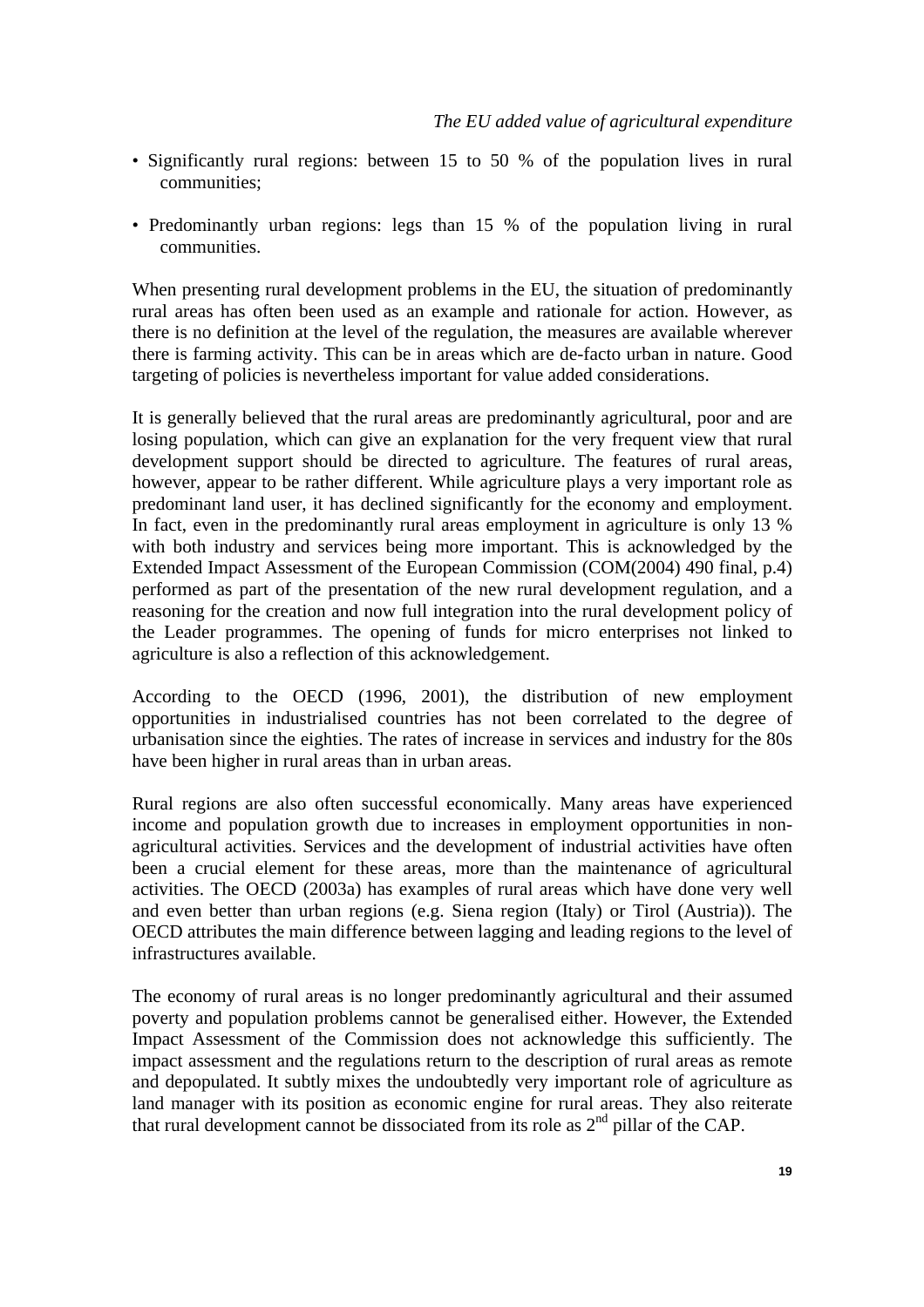- Significantly rural regions: between 15 to 50 % of the population lives in rural communities;
- Predominantly urban regions: legs than 15 % of the population living in rural communities.

When presenting rural development problems in the EU, the situation of predominantly rural areas has often been used as an example and rationale for action. However, as there is no definition at the level of the regulation, the measures are available wherever there is farming activity. This can be in areas which are de-facto urban in nature. Good targeting of policies is nevertheless important for value added considerations.

It is generally believed that the rural areas are predominantly agricultural, poor and are losing population, which can give an explanation for the very frequent view that rural development support should be directed to agriculture. The features of rural areas, however, appear to be rather different. While agriculture plays a very important role as predominant land user, it has declined significantly for the economy and employment. In fact, even in the predominantly rural areas employment in agriculture is only 13 % with both industry and services being more important. This is acknowledged by the Extended Impact Assessment of the European Commission (COM(2004) 490 final, p.4) performed as part of the presentation of the new rural development regulation, and a reasoning for the creation and now full integration into the rural development policy of the Leader programmes. The opening of funds for micro enterprises not linked to agriculture is also a reflection of this acknowledgement.

According to the OECD (1996, 2001), the distribution of new employment opportunities in industrialised countries has not been correlated to the degree of urbanisation since the eighties. The rates of increase in services and industry for the 80s have been higher in rural areas than in urban areas.

Rural regions are also often successful economically. Many areas have experienced income and population growth due to increases in employment opportunities in non-agricultural activities. Services and the development of industrial activities have often been a crucial element for these areas, more than the maintenance of agricultural activities. The OECD (2003a) has examples of rural areas which have done very well and even better than urban regions (e.g. Siena region (Italy) or Tirol (Austria)). The OECD attributes the main difference between lagging and leading regions to the level of infrastructures available.

The economy of rural areas is no longer predominantly agricultural and their assumed poverty and population problems cannot be generalised either. However, the Extended Impact Assessment of the Commission does not acknowledge this sufficiently. The impact assessment and the regulations return to the description of rural areas as remote and depopulated. It subtly mixes the undoubtedly very important role of agriculture as land manager with its position as economic engine for rural areas. They also reiterate that rural development cannot be dissociated from its role as 2nd pillar of the CAP.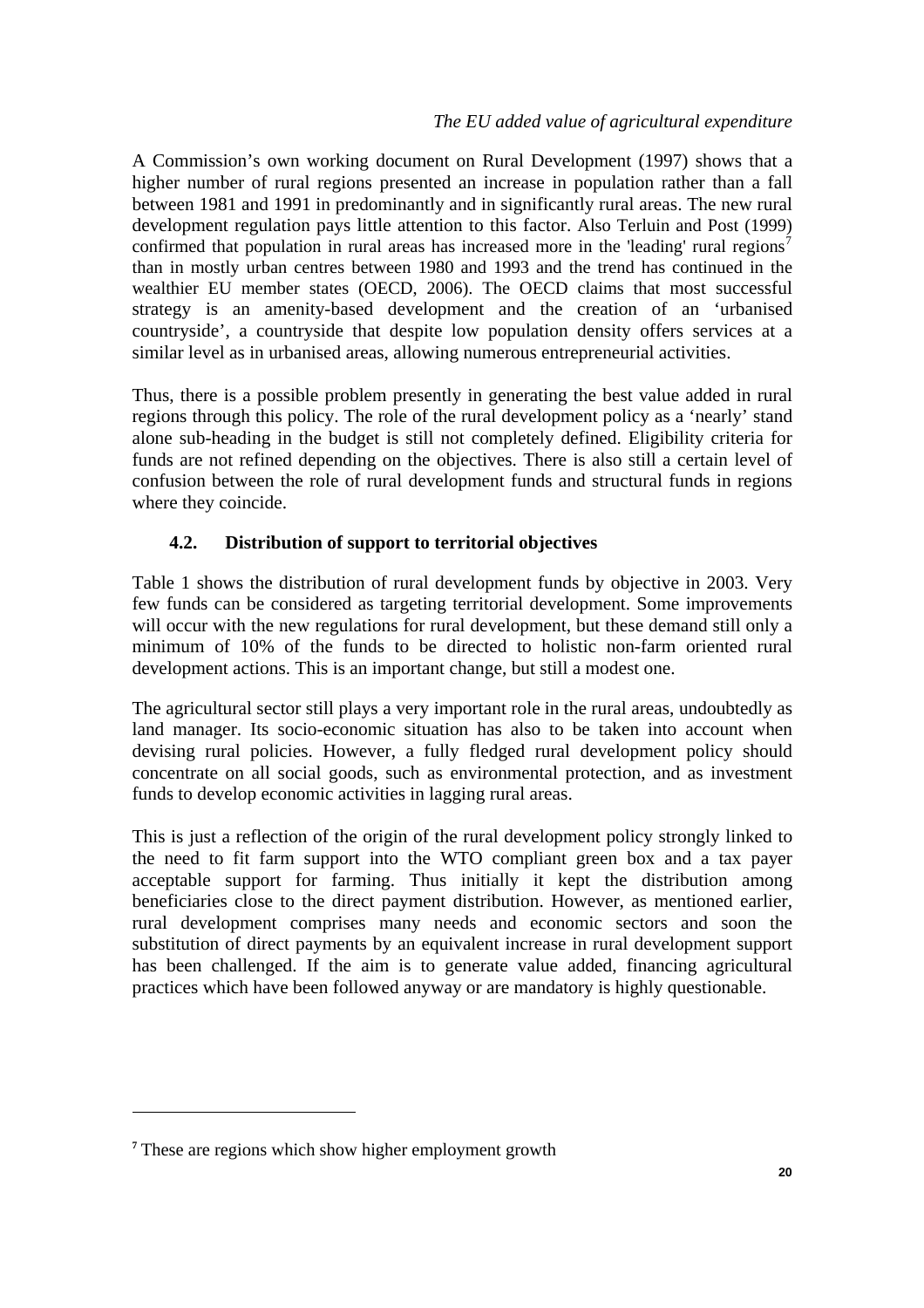A Commission's own working document on Rural Development (1997) shows that a higher number of rural regions presented an increase in population rather than a fall between 1981 and 1991 in predominantly and in significantly rural areas. The new rural development regulation pays little attention to this factor. Also Terluin and Post (1999) confirmed that population in rural areas has increased more in the 'leading' rural regions[7] than in mostly urban centres between 1980 and 1993 and the trend has continued in the wealthier EU member states (OECD, 2006). The OECD claims that most successful strategy is an amenity-based development and the creation of an 'urbanised countryside', a countryside that despite low population density offers services at a similar level as in urbanised areas, allowing numerous entrepreneurial activities.

Thus, there is a possible problem presently in generating the best value added in rural regions through this policy. The role of the rural development policy as a 'nearly' stand alone sub-heading in the budget is still not completely defined. Eligibility criteria for funds are not refined depending on the objectives. There is also still a certain level of confusion between the role of rural development funds and structural funds in regions where they coincide.

### 4.2. Distribution of support to territorial objectives

Table 1 shows the distribution of rural development funds by objective in 2003. Very few funds can be considered as targeting territorial development. Some improvements will occur with the new regulations for rural development, but these demand still only a minimum of 10% of the funds to be directed to holistic non-farm oriented rural development actions. This is an important change, but still a modest one.

The agricultural sector still plays a very important role in the rural areas, undoubtedly as land manager. Its socio-economic situation has also to be taken into account when devising rural policies. However, a fully fledged rural development policy should concentrate on all social goods, such as environmental protection, and as investment funds to develop economic activities in lagging rural areas.

This is just a reflection of the origin of the rural development policy strongly linked to the need to fit farm support into the WTO compliant green box and a tax payer acceptable support for farming. Thus initially it kept the distribution among beneficiaries close to the direct payment distribution. However, as mentioned earlier, rural development comprises many needs and economic sectors and soon the substitution of direct payments by an equivalent increase in rural development support has been challenged. If the aim is to generate value added, financing agricultural practices which have been followed anyway or are mandatory is highly questionable.

---

[7] These are regions which show higher employment growth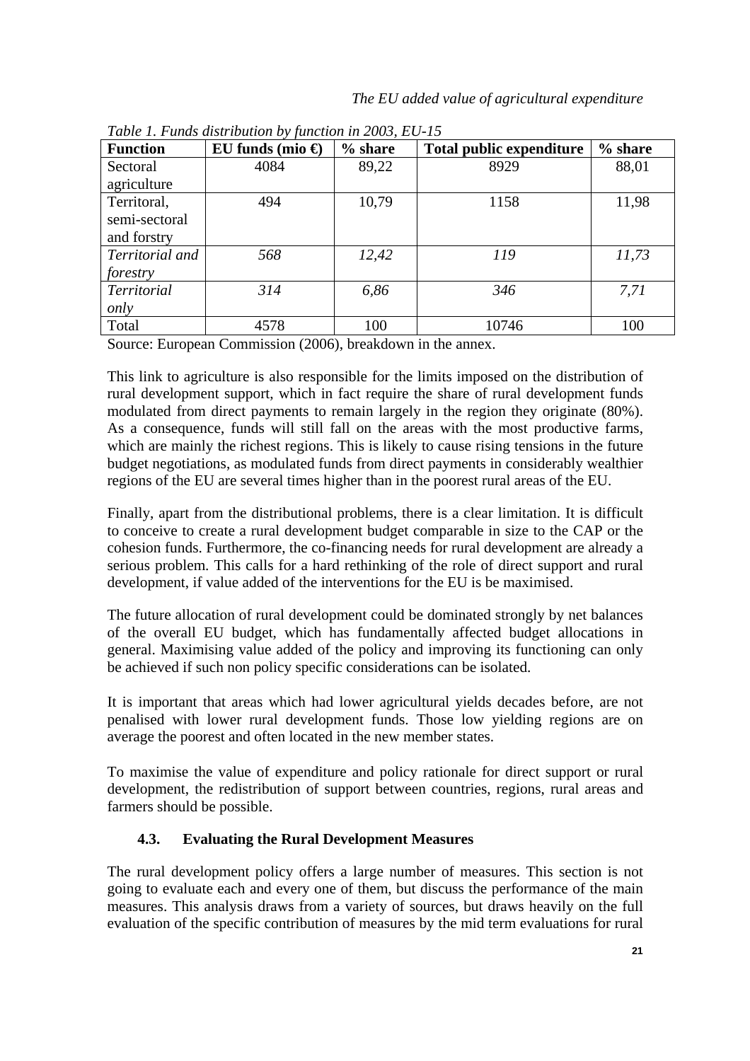*Table 1. Funds distribution by function in 2003, EU-15*

| Function | EU funds (mio €) | % share | Total public expenditure | % share |
|---|---|---|---|---|
| Sectoral agriculture | 4084 | 89,22 | 8929 | 88,01 |
| Territoral, semi-sectoral and forstry | 494 | 10,79 | 1158 | 11,98 |
| *Territorial and forestry* | *568* | *12,42* | *119* | *11,73* |
| *Territorial only* | *314* | *6,86* | *346* | *7,71* |
| Total | 4578 | 100 | 10746 | 100 |

Source: European Commission (2006), breakdown in the annex.

This link to agriculture is also responsible for the limits imposed on the distribution of rural development support, which in fact require the share of rural development funds modulated from direct payments to remain largely in the region they originate (80%). As a consequence, funds will still fall on the areas with the most productive farms, which are mainly the richest regions. This is likely to cause rising tensions in the future budget negotiations, as modulated funds from direct payments in considerably wealthier regions of the EU are several times higher than in the poorest rural areas of the EU.

Finally, apart from the distributional problems, there is a clear limitation. It is difficult to conceive to create a rural development budget comparable in size to the CAP or the cohesion funds. Furthermore, the co-financing needs for rural development are already a serious problem. This calls for a hard rethinking of the role of direct support and rural development, if value added of the interventions for the EU is be maximised.

The future allocation of rural development could be dominated strongly by net balances of the overall EU budget, which has fundamentally affected budget allocations in general. Maximising value added of the policy and improving its functioning can only be achieved if such non policy specific considerations can be isolated.

It is important that areas which had lower agricultural yields decades before, are not penalised with lower rural development funds. Those low yielding regions are on average the poorest and often located in the new member states.

To maximise the value of expenditure and policy rationale for direct support or rural development, the redistribution of support between countries, regions, rural areas and farmers should be possible.

### 4.3. Evaluating the Rural Development Measures

The rural development policy offers a large number of measures. This section is not going to evaluate each and every one of them, but discuss the performance of the main measures. This analysis draws from a variety of sources, but draws heavily on the full evaluation of the specific contribution of measures by the mid term evaluations for rural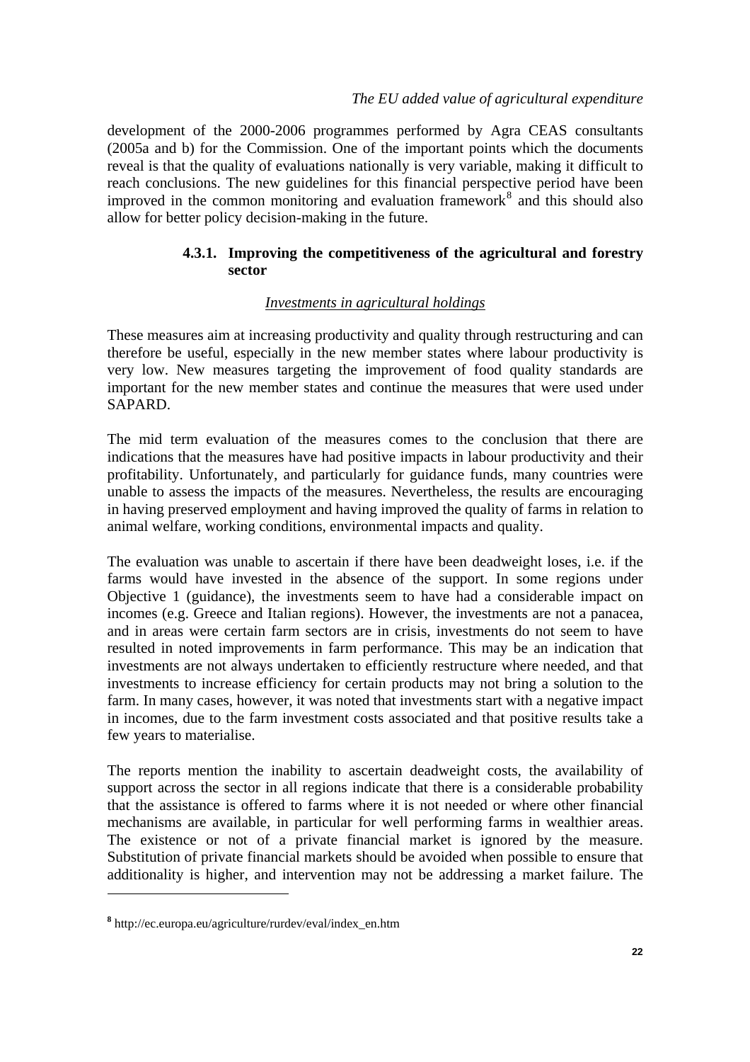development of the 2000-2006 programmes performed by Agra CEAS consultants (2005a and b) for the Commission. One of the important points which the documents reveal is that the quality of evaluations nationally is very variable, making it difficult to reach conclusions. The new guidelines for this financial perspective period have been improved in the common monitoring and evaluation framework[8] and this should also allow for better policy decision-making in the future.

#### 4.3.1. Improving the competitiveness of the agricultural and forestry sector

*Investments in agricultural holdings*

These measures aim at increasing productivity and quality through restructuring and can therefore be useful, especially in the new member states where labour productivity is very low. New measures targeting the improvement of food quality standards are important for the new member states and continue the measures that were used under SAPARD.

The mid term evaluation of the measures comes to the conclusion that there are indications that the measures have had positive impacts in labour productivity and their profitability. Unfortunately, and particularly for guidance funds, many countries were unable to assess the impacts of the measures. Nevertheless, the results are encouraging in having preserved employment and having improved the quality of farms in relation to animal welfare, working conditions, environmental impacts and quality.

The evaluation was unable to ascertain if there have been deadweight loses, i.e. if the farms would have invested in the absence of the support. In some regions under Objective 1 (guidance), the investments seem to have had a considerable impact on incomes (e.g. Greece and Italian regions). However, the investments are not a panacea, and in areas were certain farm sectors are in crisis, investments do not seem to have resulted in noted improvements in farm performance. This may be an indication that investments are not always undertaken to efficiently restructure where needed, and that investments to increase efficiency for certain products may not bring a solution to the farm. In many cases, however, it was noted that investments start with a negative impact in incomes, due to the farm investment costs associated and that positive results take a few years to materialise.

The reports mention the inability to ascertain deadweight costs, the availability of support across the sector in all regions indicate that there is a considerable probability that the assistance is offered to farms where it is not needed or where other financial mechanisms are available, in particular for well performing farms in wealthier areas. The existence or not of a private financial market is ignored by the measure. Substitution of private financial markets should be avoided when possible to ensure that additionality is higher, and intervention may not be addressing a market failure. The

[8] http://ec.europa.eu/agriculture/rurdev/eval/index_en.htm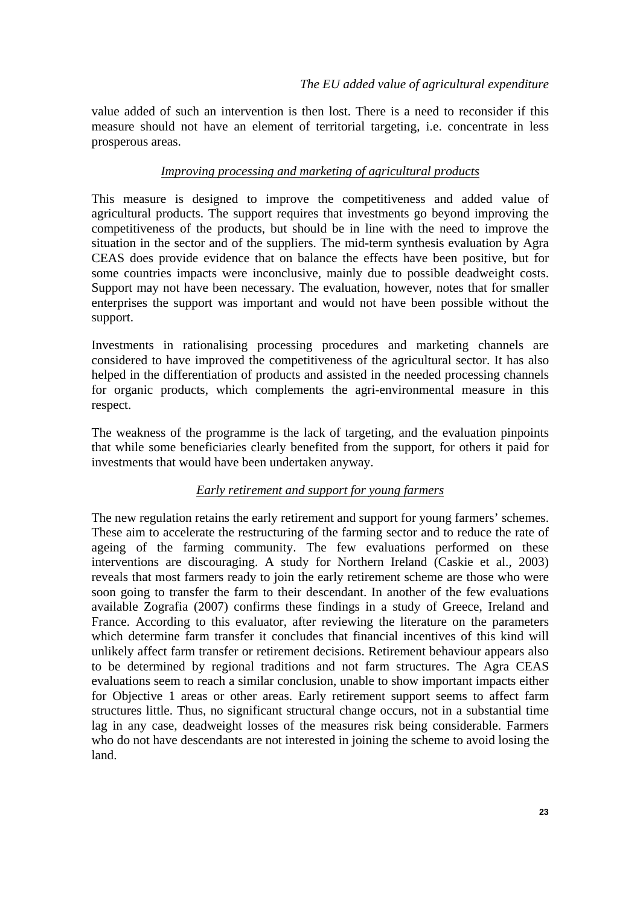value added of such an intervention is then lost. There is a need to reconsider if this measure should not have an element of territorial targeting, i.e. concentrate in less prosperous areas.

### *Improving processing and marketing of agricultural products*

This measure is designed to improve the competitiveness and added value of agricultural products. The support requires that investments go beyond improving the competitiveness of the products, but should be in line with the need to improve the situation in the sector and of the suppliers. The mid-term synthesis evaluation by Agra CEAS does provide evidence that on balance the effects have been positive, but for some countries impacts were inconclusive, mainly due to possible deadweight costs. Support may not have been necessary. The evaluation, however, notes that for smaller enterprises the support was important and would not have been possible without the support.

Investments in rationalising processing procedures and marketing channels are considered to have improved the competitiveness of the agricultural sector. It has also helped in the differentiation of products and assisted in the needed processing channels for organic products, which complements the agri-environmental measure in this respect.

The weakness of the programme is the lack of targeting, and the evaluation pinpoints that while some beneficiaries clearly benefited from the support, for others it paid for investments that would have been undertaken anyway.

### *Early retirement and support for young farmers*

The new regulation retains the early retirement and support for young farmers' schemes. These aim to accelerate the restructuring of the farming sector and to reduce the rate of ageing of the farming community. The few evaluations performed on these interventions are discouraging. A study for Northern Ireland (Caskie et al., 2003) reveals that most farmers ready to join the early retirement scheme are those who were soon going to transfer the farm to their descendant. In another of the few evaluations available Zografia (2007) confirms these findings in a study of Greece, Ireland and France. According to this evaluator, after reviewing the literature on the parameters which determine farm transfer it concludes that financial incentives of this kind will unlikely affect farm transfer or retirement decisions. Retirement behaviour appears also to be determined by regional traditions and not farm structures. The Agra CEAS evaluations seem to reach a similar conclusion, unable to show important impacts either for Objective 1 areas or other areas. Early retirement support seems to affect farm structures little. Thus, no significant structural change occurs, not in a substantial time lag in any case, deadweight losses of the measures risk being considerable. Farmers who do not have descendants are not interested in joining the scheme to avoid losing the land.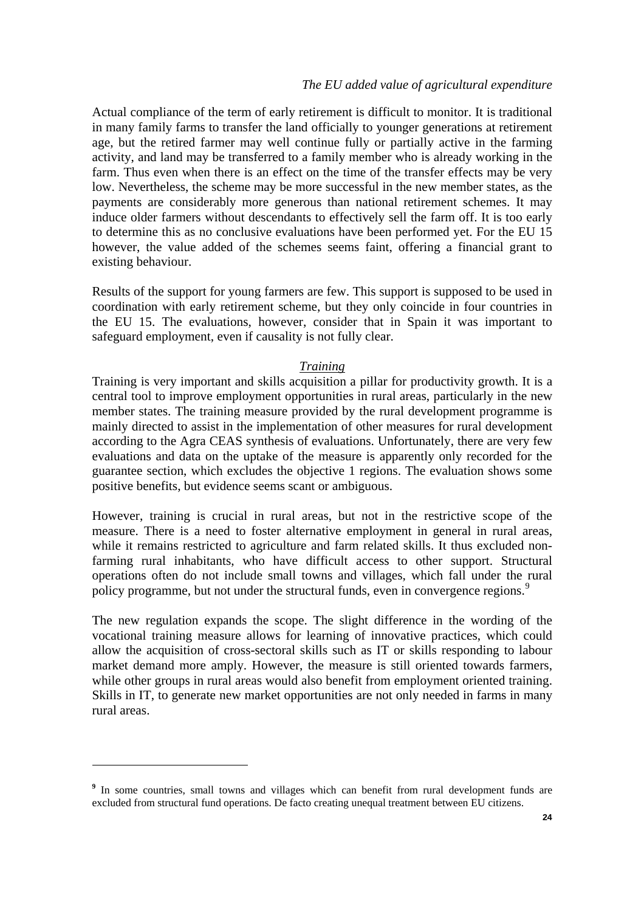Actual compliance of the term of early retirement is difficult to monitor. It is traditional in many family farms to transfer the land officially to younger generations at retirement age, but the retired farmer may well continue fully or partially active in the farming activity, and land may be transferred to a family member who is already working in the farm. Thus even when there is an effect on the time of the transfer effects may be very low. Nevertheless, the scheme may be more successful in the new member states, as the payments are considerably more generous than national retirement schemes. It may induce older farmers without descendants to effectively sell the farm off. It is too early to determine this as no conclusive evaluations have been performed yet. For the EU 15 however, the value added of the schemes seems faint, offering a financial grant to existing behaviour.

Results of the support for young farmers are few. This support is supposed to be used in coordination with early retirement scheme, but they only coincide in four countries in the EU 15. The evaluations, however, consider that in Spain it was important to safeguard employment, even if causality is not fully clear.

### *Training*

Training is very important and skills acquisition a pillar for productivity growth. It is a central tool to improve employment opportunities in rural areas, particularly in the new member states. The training measure provided by the rural development programme is mainly directed to assist in the implementation of other measures for rural development according to the Agra CEAS synthesis of evaluations. Unfortunately, there are very few evaluations and data on the uptake of the measure is apparently only recorded for the guarantee section, which excludes the objective 1 regions. The evaluation shows some positive benefits, but evidence seems scant or ambiguous.

However, training is crucial in rural areas, but not in the restrictive scope of the measure. There is a need to foster alternative employment in general in rural areas, while it remains restricted to agriculture and farm related skills. It thus excluded non-farming rural inhabitants, who have difficult access to other support. Structural operations often do not include small towns and villages, which fall under the rural policy programme, but not under the structural funds, even in convergence regions.[9]

The new regulation expands the scope. The slight difference in the wording of the vocational training measure allows for learning of innovative practices, which could allow the acquisition of cross-sectoral skills such as IT or skills responding to labour market demand more amply. However, the measure is still oriented towards farmers, while other groups in rural areas would also benefit from employment oriented training. Skills in IT, to generate new market opportunities are not only needed in farms in many rural areas.

---

[9] In some countries, small towns and villages which can benefit from rural development funds are excluded from structural fund operations. De facto creating unequal treatment between EU citizens.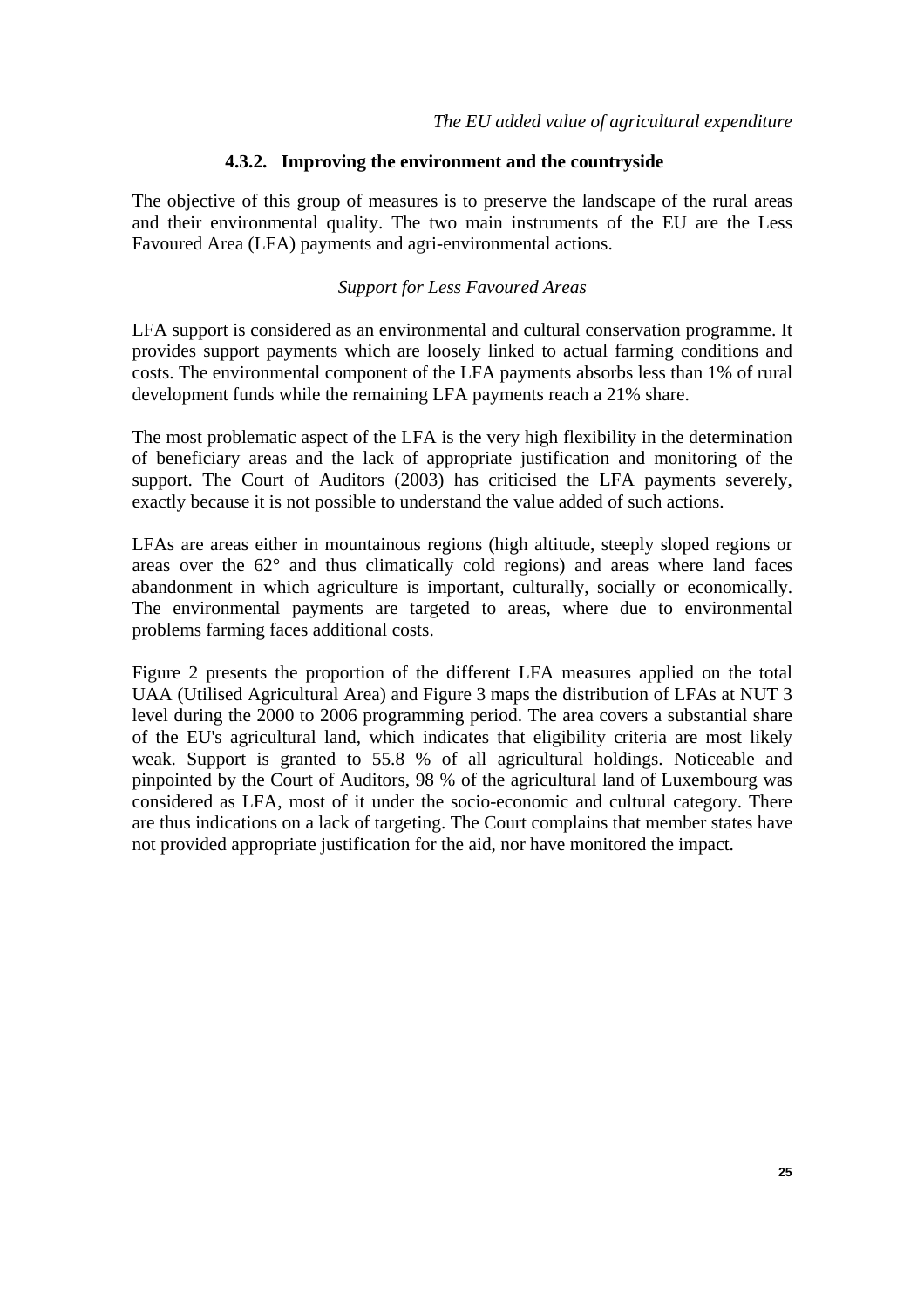### 4.3.2. Improving the environment and the countryside

The objective of this group of measures is to preserve the landscape of the rural areas and their environmental quality. The two main instruments of the EU are the Less Favoured Area (LFA) payments and agri-environmental actions.

*Support for Less Favoured Areas*

LFA support is considered as an environmental and cultural conservation programme. It provides support payments which are loosely linked to actual farming conditions and costs. The environmental component of the LFA payments absorbs less than 1% of rural development funds while the remaining LFA payments reach a 21% share.

The most problematic aspect of the LFA is the very high flexibility in the determination of beneficiary areas and the lack of appropriate justification and monitoring of the support. The Court of Auditors (2003) has criticised the LFA payments severely, exactly because it is not possible to understand the value added of such actions.

LFAs are areas either in mountainous regions (high altitude, steeply sloped regions or areas over the 62° and thus climatically cold regions) and areas where land faces abandonment in which agriculture is important, culturally, socially or economically. The environmental payments are targeted to areas, where due to environmental problems farming faces additional costs.

Figure 2 presents the proportion of the different LFA measures applied on the total UAA (Utilised Agricultural Area) and Figure 3 maps the distribution of LFAs at NUT 3 level during the 2000 to 2006 programming period. The area covers a substantial share of the EU's agricultural land, which indicates that eligibility criteria are most likely weak. Support is granted to 55.8 % of all agricultural holdings. Noticeable and pinpointed by the Court of Auditors, 98 % of the agricultural land of Luxembourg was considered as LFA, most of it under the socio-economic and cultural category. There are thus indications on a lack of targeting. The Court complains that member states have not provided appropriate justification for the aid, nor have monitored the impact.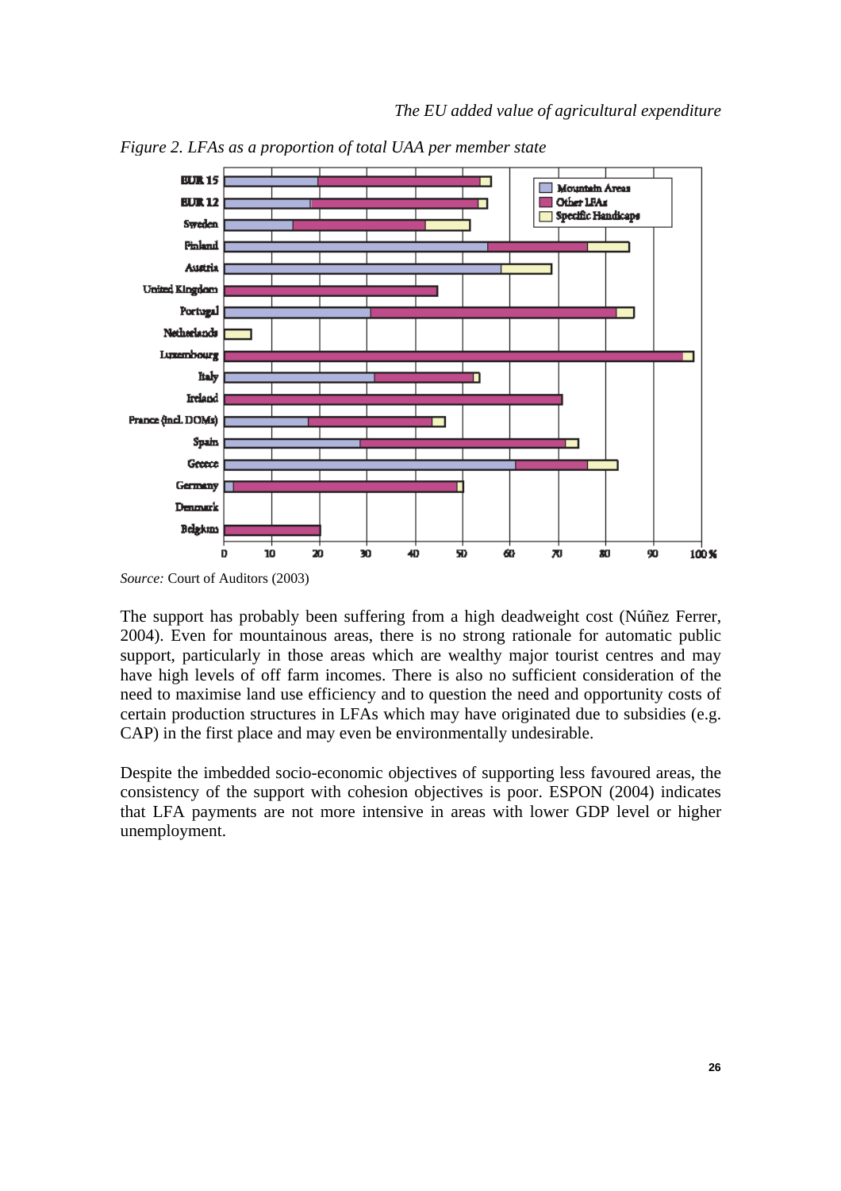*Figure 2. LFAs as a proportion of total UAA per member state*

*Source:* Court of Auditors (2003)

The support has probably been suffering from a high deadweight cost (Núñez Ferrer, 2004). Even for mountainous areas, there is no strong rationale for automatic public support, particularly in those areas which are wealthy major tourist centres and may have high levels of off farm incomes. There is also no sufficient consideration of the need to maximise land use efficiency and to question the need and opportunity costs of certain production structures in LFAs which may have originated due to subsidies (e.g. CAP) in the first place and may even be environmentally undesirable.

Despite the imbedded socio-economic objectives of supporting less favoured areas, the consistency of the support with cohesion objectives is poor. ESPON (2004) indicates that LFA payments are not more intensive in areas with lower GDP level or higher unemployment.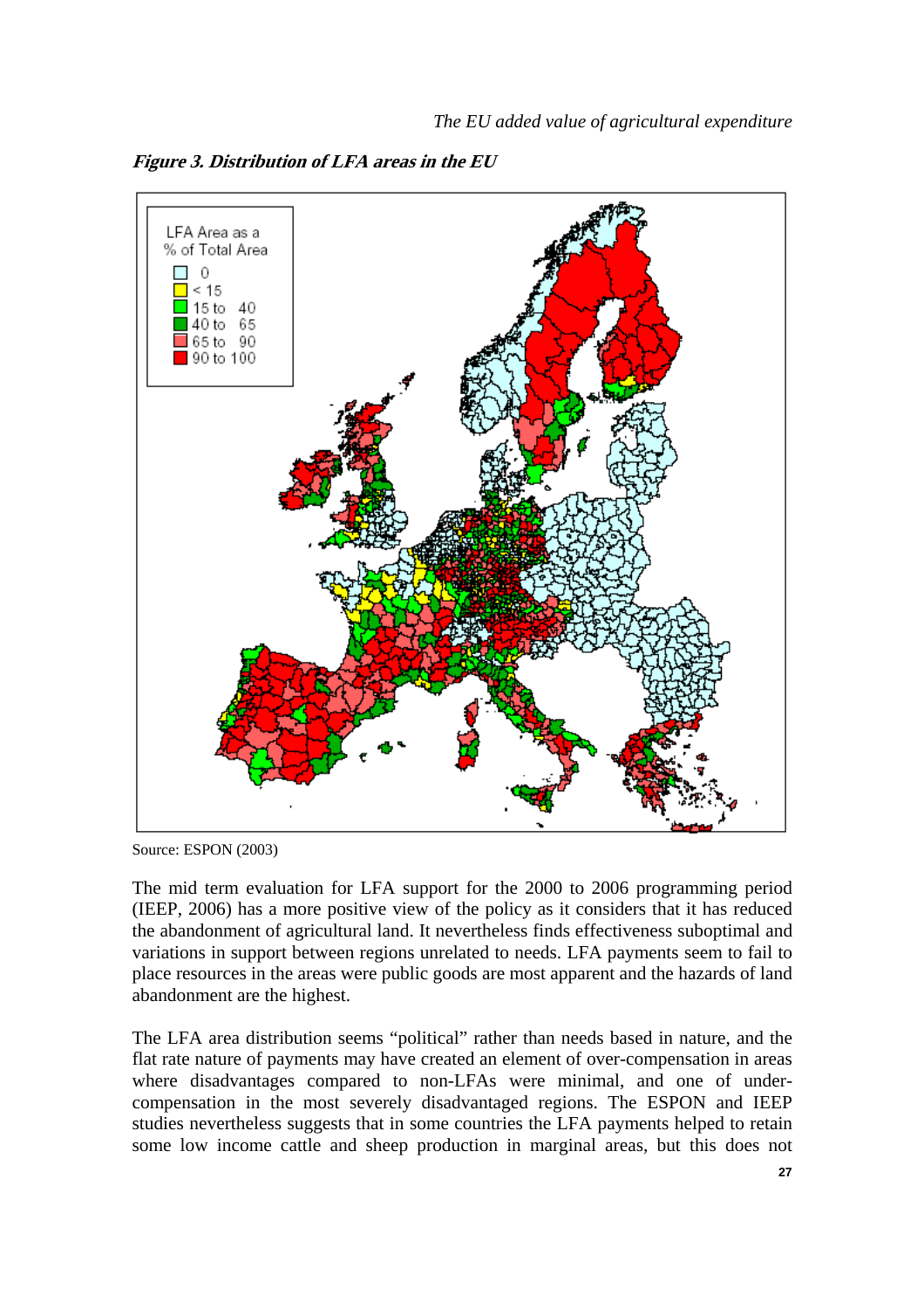***Figure 3. Distribution of LFA areas in the EU***

Source: ESPON (2003)

The mid term evaluation for LFA support for the 2000 to 2006 programming period (IEEP, 2006) has a more positive view of the policy as it considers that it has reduced the abandonment of agricultural land. It nevertheless finds effectiveness suboptimal and variations in support between regions unrelated to needs. LFA payments seem to fail to place resources in the areas were public goods are most apparent and the hazards of land abandonment are the highest.

The LFA area distribution seems "political" rather than needs based in nature, and the flat rate nature of payments may have created an element of over-compensation in areas where disadvantages compared to non-LFAs were minimal, and one of under-compensation in the most severely disadvantaged regions. The ESPON and IEEP studies nevertheless suggests that in some countries the LFA payments helped to retain some low income cattle and sheep production in marginal areas, but this does not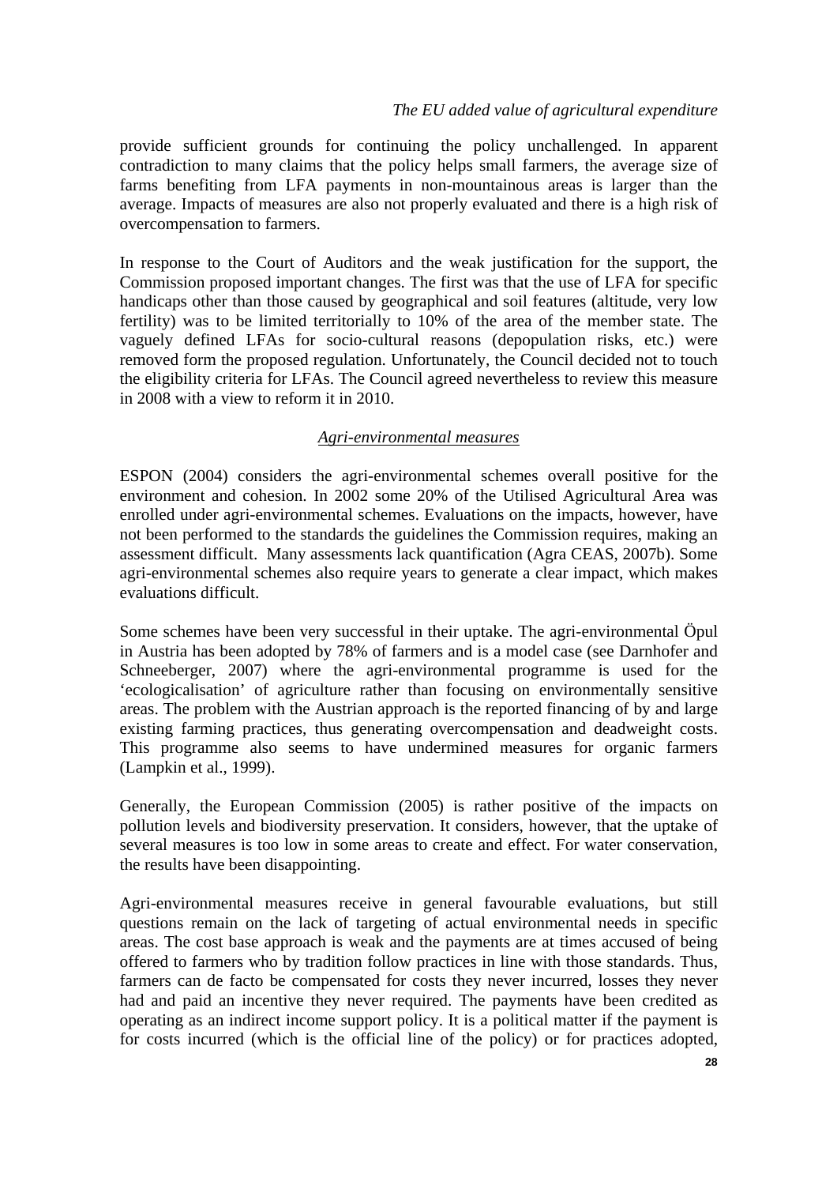provide sufficient grounds for continuing the policy unchallenged. In apparent contradiction to many claims that the policy helps small farmers, the average size of farms benefiting from LFA payments in non-mountainous areas is larger than the average. Impacts of measures are also not properly evaluated and there is a high risk of overcompensation to farmers.

In response to the Court of Auditors and the weak justification for the support, the Commission proposed important changes. The first was that the use of LFA for specific handicaps other than those caused by geographical and soil features (altitude, very low fertility) was to be limited territorially to 10% of the area of the member state. The vaguely defined LFAs for socio-cultural reasons (depopulation risks, etc.) were removed form the proposed regulation. Unfortunately, the Council decided not to touch the eligibility criteria for LFAs. The Council agreed nevertheless to review this measure in 2008 with a view to reform it in 2010.

### *Agri-environmental measures*

ESPON (2004) considers the agri-environmental schemes overall positive for the environment and cohesion. In 2002 some 20% of the Utilised Agricultural Area was enrolled under agri-environmental schemes. Evaluations on the impacts, however, have not been performed to the standards the guidelines the Commission requires, making an assessment difficult. Many assessments lack quantification (Agra CEAS, 2007b). Some agri-environmental schemes also require years to generate a clear impact, which makes evaluations difficult.

Some schemes have been very successful in their uptake. The agri-environmental Öpul in Austria has been adopted by 78% of farmers and is a model case (see Darnhofer and Schneeberger, 2007) where the agri-environmental programme is used for the 'ecologicalisation' of agriculture rather than focusing on environmentally sensitive areas. The problem with the Austrian approach is the reported financing of by and large existing farming practices, thus generating overcompensation and deadweight costs. This programme also seems to have undermined measures for organic farmers (Lampkin et al., 1999).

Generally, the European Commission (2005) is rather positive of the impacts on pollution levels and biodiversity preservation. It considers, however, that the uptake of several measures is too low in some areas to create and effect. For water conservation, the results have been disappointing.

Agri-environmental measures receive in general favourable evaluations, but still questions remain on the lack of targeting of actual environmental needs in specific areas. The cost base approach is weak and the payments are at times accused of being offered to farmers who by tradition follow practices in line with those standards. Thus, farmers can de facto be compensated for costs they never incurred, losses they never had and paid an incentive they never required. The payments have been credited as operating as an indirect income support policy. It is a political matter if the payment is for costs incurred (which is the official line of the policy) or for practices adopted,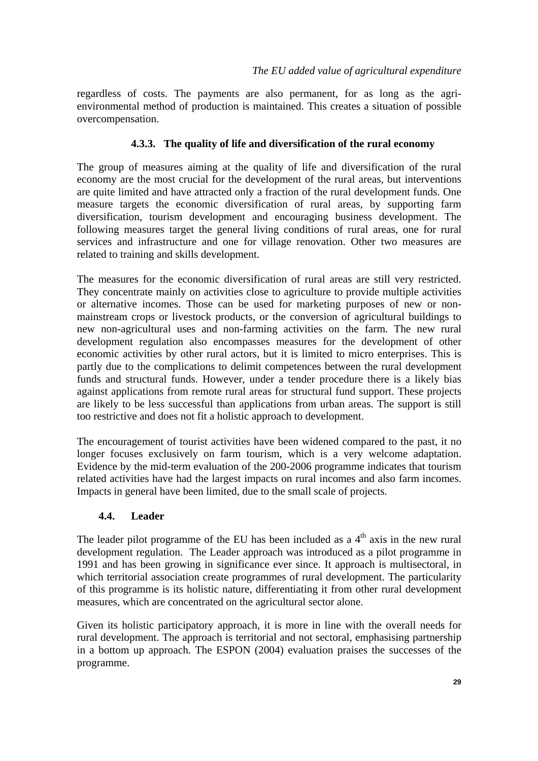regardless of costs. The payments are also permanent, for as long as the agri-environmental method of production is maintained. This creates a situation of possible overcompensation.

### 4.3.3. The quality of life and diversification of the rural economy

The group of measures aiming at the quality of life and diversification of the rural economy are the most crucial for the development of the rural areas, but interventions are quite limited and have attracted only a fraction of the rural development funds. One measure targets the economic diversification of rural areas, by supporting farm diversification, tourism development and encouraging business development. The following measures target the general living conditions of rural areas, one for rural services and infrastructure and one for village renovation. Other two measures are related to training and skills development.

The measures for the economic diversification of rural areas are still very restricted. They concentrate mainly on activities close to agriculture to provide multiple activities or alternative incomes. Those can be used for marketing purposes of new or non-mainstream crops or livestock products, or the conversion of agricultural buildings to new non-agricultural uses and non-farming activities on the farm. The new rural development regulation also encompasses measures for the development of other economic activities by other rural actors, but it is limited to micro enterprises. This is partly due to the complications to delimit competences between the rural development funds and structural funds. However, under a tender procedure there is a likely bias against applications from remote rural areas for structural fund support. These projects are likely to be less successful than applications from urban areas. The support is still too restrictive and does not fit a holistic approach to development.

The encouragement of tourist activities have been widened compared to the past, it no longer focuses exclusively on farm tourism, which is a very welcome adaptation. Evidence by the mid-term evaluation of the 200-2006 programme indicates that tourism related activities have had the largest impacts on rural incomes and also farm incomes. Impacts in general have been limited, due to the small scale of projects.

## 4.4. Leader

The leader pilot programme of the EU has been included as a 4th axis in the new rural development regulation. The Leader approach was introduced as a pilot programme in 1991 and has been growing in significance ever since. It approach is multisectoral, in which territorial association create programmes of rural development. The particularity of this programme is its holistic nature, differentiating it from other rural development measures, which are concentrated on the agricultural sector alone.

Given its holistic participatory approach, it is more in line with the overall needs for rural development. The approach is territorial and not sectoral, emphasising partnership in a bottom up approach. The ESPON (2004) evaluation praises the successes of the programme.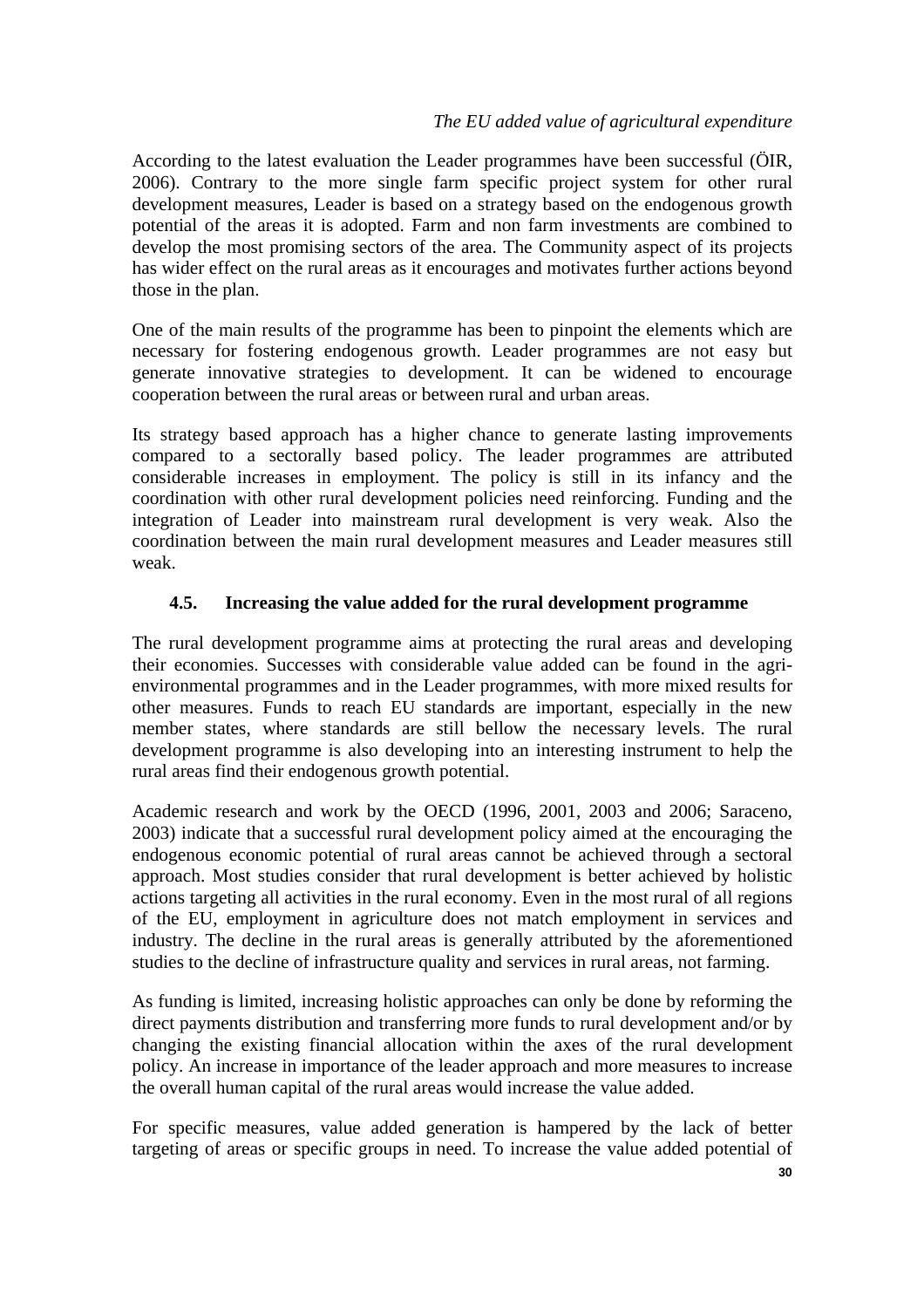According to the latest evaluation the Leader programmes have been successful (ÖIR, 2006). Contrary to the more single farm specific project system for other rural development measures, Leader is based on a strategy based on the endogenous growth potential of the areas it is adopted. Farm and non farm investments are combined to develop the most promising sectors of the area. The Community aspect of its projects has wider effect on the rural areas as it encourages and motivates further actions beyond those in the plan.

One of the main results of the programme has been to pinpoint the elements which are necessary for fostering endogenous growth. Leader programmes are not easy but generate innovative strategies to development. It can be widened to encourage cooperation between the rural areas or between rural and urban areas.

Its strategy based approach has a higher chance to generate lasting improvements compared to a sectorally based policy. The leader programmes are attributed considerable increases in employment. The policy is still in its infancy and the coordination with other rural development policies need reinforcing. Funding and the integration of Leader into mainstream rural development is very weak. Also the coordination between the main rural development measures and Leader measures still weak.

### 4.5. Increasing the value added for the rural development programme

The rural development programme aims at protecting the rural areas and developing their economies. Successes with considerable value added can be found in the agri-environmental programmes and in the Leader programmes, with more mixed results for other measures. Funds to reach EU standards are important, especially in the new member states, where standards are still bellow the necessary levels. The rural development programme is also developing into an interesting instrument to help the rural areas find their endogenous growth potential.

Academic research and work by the OECD (1996, 2001, 2003 and 2006; Saraceno, 2003) indicate that a successful rural development policy aimed at the encouraging the endogenous economic potential of rural areas cannot be achieved through a sectoral approach. Most studies consider that rural development is better achieved by holistic actions targeting all activities in the rural economy. Even in the most rural of all regions of the EU, employment in agriculture does not match employment in services and industry. The decline in the rural areas is generally attributed by the aforementioned studies to the decline of infrastructure quality and services in rural areas, not farming.

As funding is limited, increasing holistic approaches can only be done by reforming the direct payments distribution and transferring more funds to rural development and/or by changing the existing financial allocation within the axes of the rural development policy. An increase in importance of the leader approach and more measures to increase the overall human capital of the rural areas would increase the value added.

For specific measures, value added generation is hampered by the lack of better targeting of areas or specific groups in need. To increase the value added potential of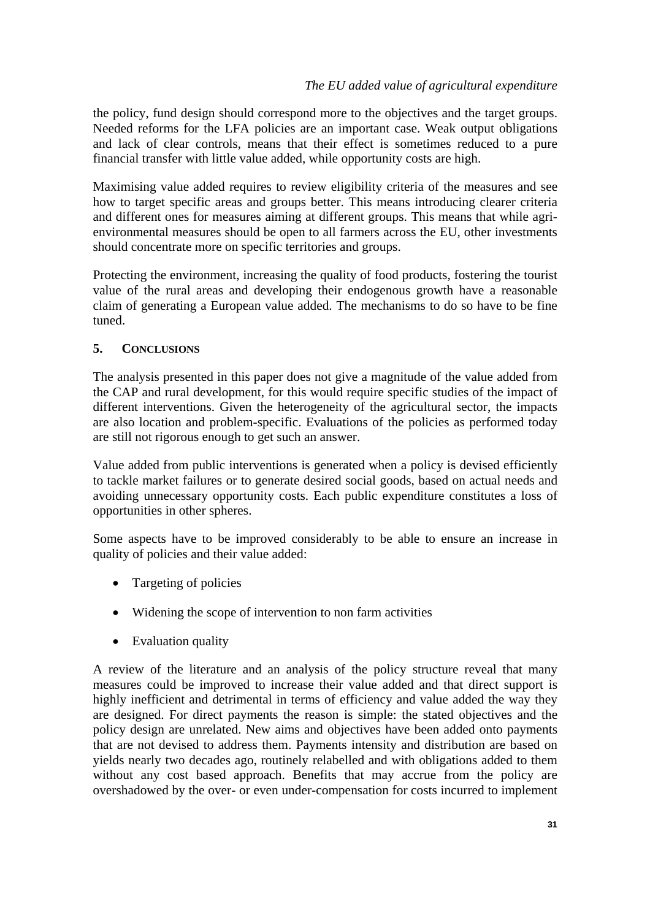the policy, fund design should correspond more to the objectives and the target groups. Needed reforms for the LFA policies are an important case. Weak output obligations and lack of clear controls, means that their effect is sometimes reduced to a pure financial transfer with little value added, while opportunity costs are high.

Maximising value added requires to review eligibility criteria of the measures and see how to target specific areas and groups better. This means introducing clearer criteria and different ones for measures aiming at different groups. This means that while agri-environmental measures should be open to all farmers across the EU, other investments should concentrate more on specific territories and groups.

Protecting the environment, increasing the quality of food products, fostering the tourist value of the rural areas and developing their endogenous growth have a reasonable claim of generating a European value added. The mechanisms to do so have to be fine tuned.

## 5. CONCLUSIONS

The analysis presented in this paper does not give a magnitude of the value added from the CAP and rural development, for this would require specific studies of the impact of different interventions. Given the heterogeneity of the agricultural sector, the impacts are also location and problem-specific. Evaluations of the policies as performed today are still not rigorous enough to get such an answer.

Value added from public interventions is generated when a policy is devised efficiently to tackle market failures or to generate desired social goods, based on actual needs and avoiding unnecessary opportunity costs. Each public expenditure constitutes a loss of opportunities in other spheres.

Some aspects have to be improved considerably to be able to ensure an increase in quality of policies and their value added:

- Targeting of policies
- Widening the scope of intervention to non farm activities
- Evaluation quality

A review of the literature and an analysis of the policy structure reveal that many measures could be improved to increase their value added and that direct support is highly inefficient and detrimental in terms of efficiency and value added the way they are designed. For direct payments the reason is simple: the stated objectives and the policy design are unrelated. New aims and objectives have been added onto payments that are not devised to address them. Payments intensity and distribution are based on yields nearly two decades ago, routinely relabelled and with obligations added to them without any cost based approach. Benefits that may accrue from the policy are overshadowed by the over- or even under-compensation for costs incurred to implement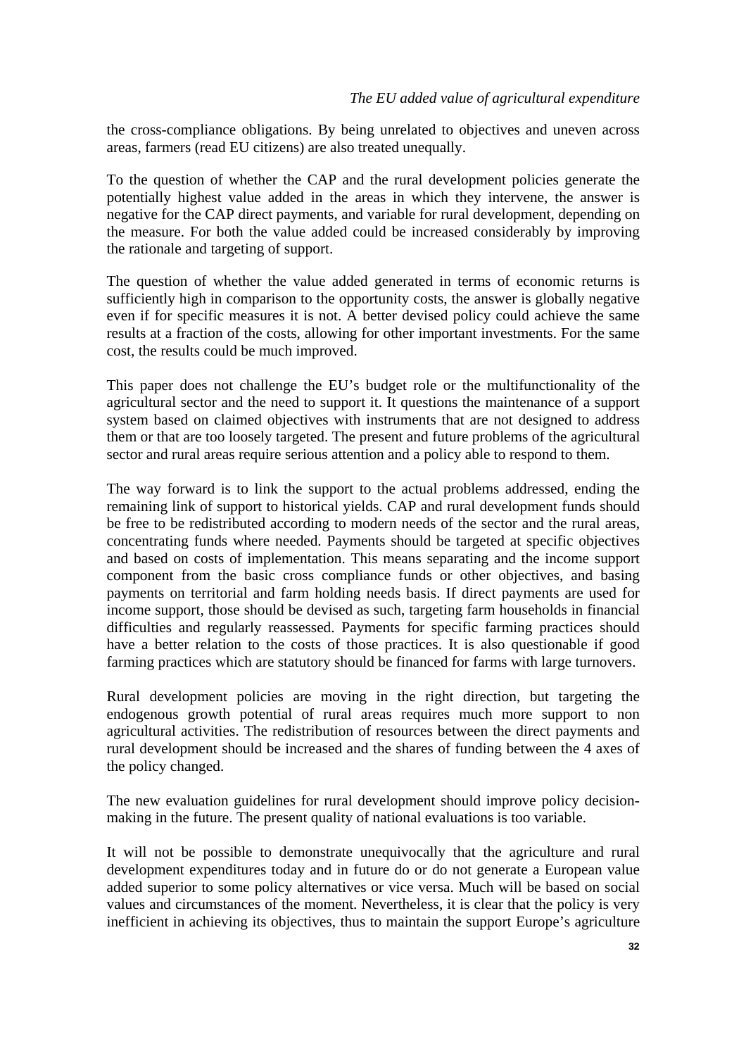the cross-compliance obligations. By being unrelated to objectives and uneven across areas, farmers (read EU citizens) are also treated unequally.

To the question of whether the CAP and the rural development policies generate the potentially highest value added in the areas in which they intervene, the answer is negative for the CAP direct payments, and variable for rural development, depending on the measure. For both the value added could be increased considerably by improving the rationale and targeting of support.

The question of whether the value added generated in terms of economic returns is sufficiently high in comparison to the opportunity costs, the answer is globally negative even if for specific measures it is not. A better devised policy could achieve the same results at a fraction of the costs, allowing for other important investments. For the same cost, the results could be much improved.

This paper does not challenge the EU's budget role or the multifunctionality of the agricultural sector and the need to support it. It questions the maintenance of a support system based on claimed objectives with instruments that are not designed to address them or that are too loosely targeted. The present and future problems of the agricultural sector and rural areas require serious attention and a policy able to respond to them.

The way forward is to link the support to the actual problems addressed, ending the remaining link of support to historical yields. CAP and rural development funds should be free to be redistributed according to modern needs of the sector and the rural areas, concentrating funds where needed. Payments should be targeted at specific objectives and based on costs of implementation. This means separating and the income support component from the basic cross compliance funds or other objectives, and basing payments on territorial and farm holding needs basis. If direct payments are used for income support, those should be devised as such, targeting farm households in financial difficulties and regularly reassessed. Payments for specific farming practices should have a better relation to the costs of those practices. It is also questionable if good farming practices which are statutory should be financed for farms with large turnovers.

Rural development policies are moving in the right direction, but targeting the endogenous growth potential of rural areas requires much more support to non agricultural activities. The redistribution of resources between the direct payments and rural development should be increased and the shares of funding between the 4 axes of the policy changed.

The new evaluation guidelines for rural development should improve policy decision-making in the future. The present quality of national evaluations is too variable.

It will not be possible to demonstrate unequivocally that the agriculture and rural development expenditures today and in future do or do not generate a European value added superior to some policy alternatives or vice versa. Much will be based on social values and circumstances of the moment. Nevertheless, it is clear that the policy is very inefficient in achieving its objectives, thus to maintain the support Europe's agriculture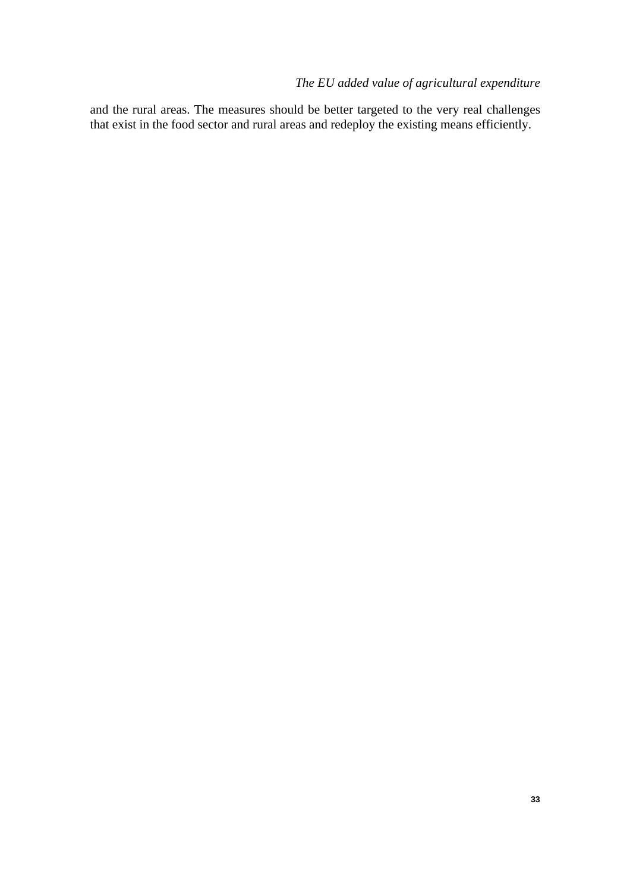and the rural areas. The measures should be better targeted to the very real challenges that exist in the food sector and rural areas and redeploy the existing means efficiently.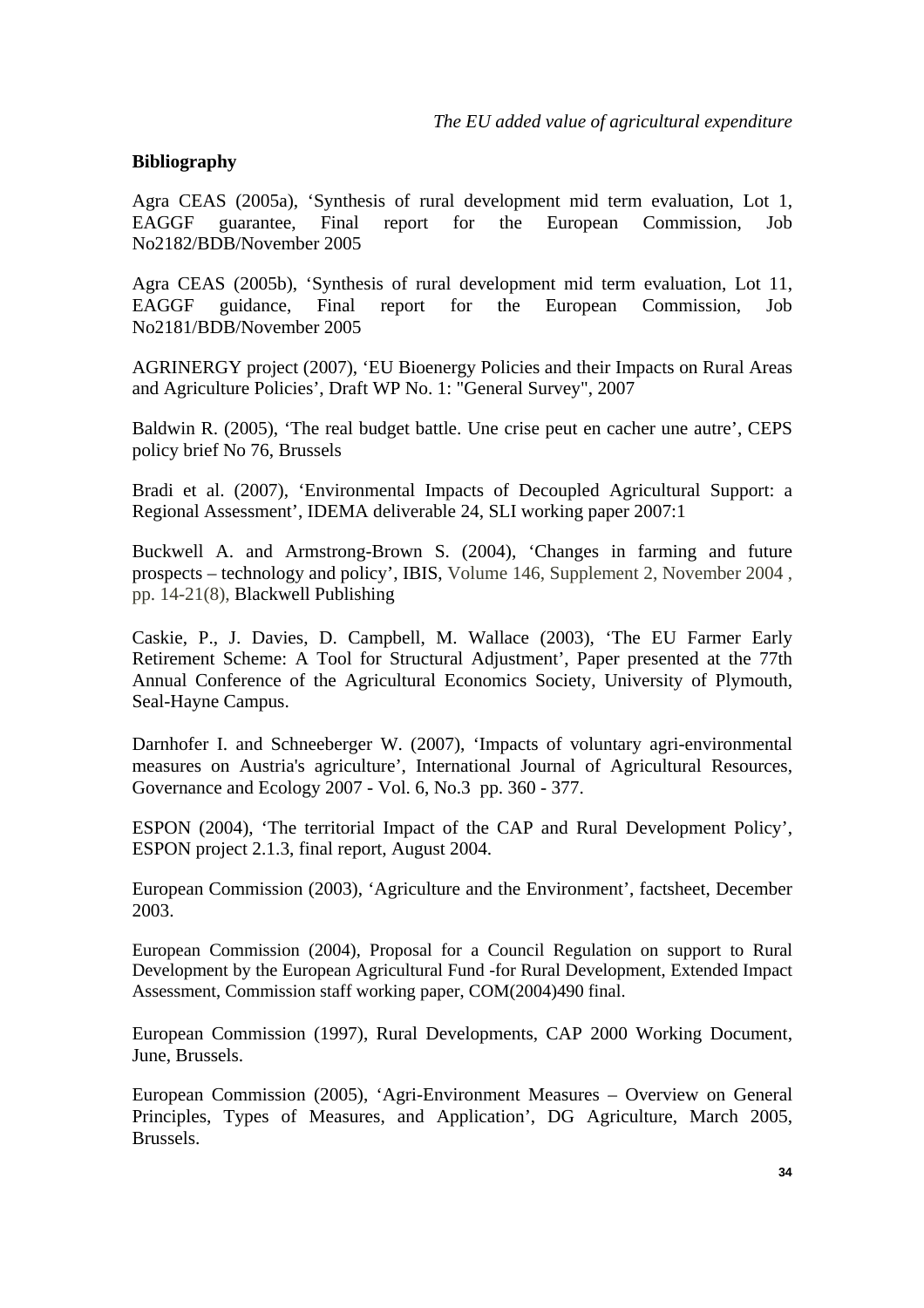**Bibliography**

Agra CEAS (2005a), 'Synthesis of rural development mid term evaluation, Lot 1, EAGGF guarantee, Final report for the European Commission, Job No2182/BDB/November 2005

Agra CEAS (2005b), 'Synthesis of rural development mid term evaluation, Lot 11, EAGGF guidance, Final report for the European Commission, Job No2181/BDB/November 2005

AGRINERGY project (2007), 'EU Bioenergy Policies and their Impacts on Rural Areas and Agriculture Policies', Draft WP No. 1: "General Survey", 2007

Baldwin R. (2005), 'The real budget battle. Une crise peut en cacher une autre', CEPS policy brief No 76, Brussels

Bradi et al. (2007), 'Environmental Impacts of Decoupled Agricultural Support: a Regional Assessment', IDEMA deliverable 24, SLI working paper 2007:1

Buckwell A. and Armstrong-Brown S. (2004), 'Changes in farming and future prospects – technology and policy', IBIS, Volume 146, Supplement 2, November 2004 , pp. 14-21(8), Blackwell Publishing

Caskie, P., J. Davies, D. Campbell, M. Wallace (2003), 'The EU Farmer Early Retirement Scheme: A Tool for Structural Adjustment', Paper presented at the 77th Annual Conference of the Agricultural Economics Society, University of Plymouth, Seal-Hayne Campus.

Darnhofer I. and Schneeberger W. (2007), 'Impacts of voluntary agri-environmental measures on Austria's agriculture', International Journal of Agricultural Resources, Governance and Ecology 2007 - Vol. 6, No.3 pp. 360 - 377.

ESPON (2004), 'The territorial Impact of the CAP and Rural Development Policy', ESPON project 2.1.3, final report, August 2004.

European Commission (2003), 'Agriculture and the Environment', factsheet, December 2003.

European Commission (2004), Proposal for a Council Regulation on support to Rural Development by the European Agricultural Fund -for Rural Development, Extended Impact Assessment, Commission staff working paper, COM(2004)490 final.

European Commission (1997), Rural Developments, CAP 2000 Working Document, June, Brussels.

European Commission (2005), 'Agri-Environment Measures – Overview on General Principles, Types of Measures, and Application', DG Agriculture, March 2005, Brussels.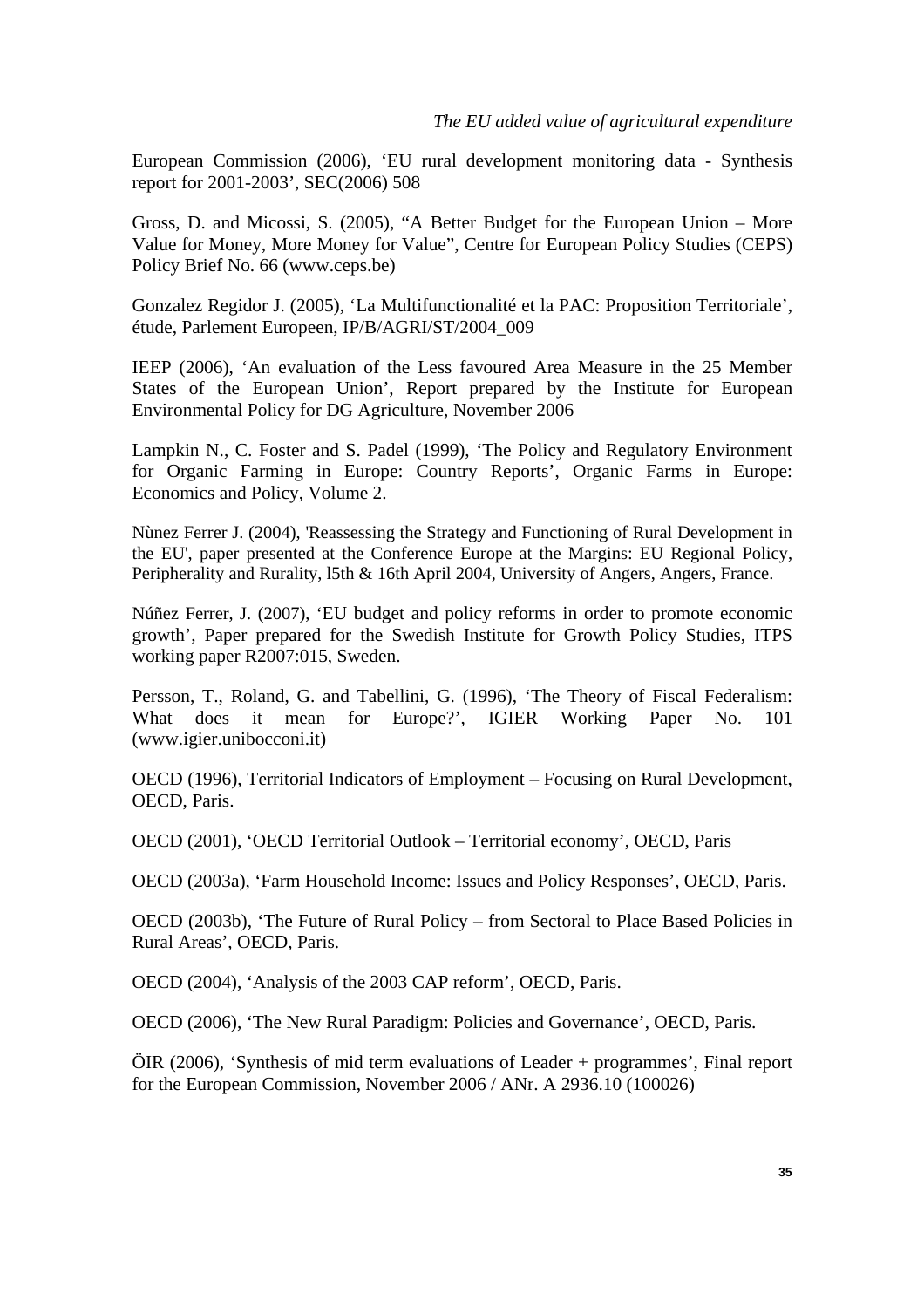European Commission (2006), 'EU rural development monitoring data - Synthesis report for 2001-2003', SEC(2006) 508

Gross, D. and Micossi, S. (2005), "A Better Budget for the European Union – More Value for Money, More Money for Value", Centre for European Policy Studies (CEPS) Policy Brief No. 66 (www.ceps.be)

Gonzalez Regidor J. (2005), 'La Multifunctionalité et la PAC: Proposition Territoriale', étude, Parlement Europeen, IP/B/AGRI/ST/2004_009

IEEP (2006), 'An evaluation of the Less favoured Area Measure in the 25 Member States of the European Union', Report prepared by the Institute for European Environmental Policy for DG Agriculture, November 2006

Lampkin N., C. Foster and S. Padel (1999), 'The Policy and Regulatory Environment for Organic Farming in Europe: Country Reports', Organic Farms in Europe: Economics and Policy, Volume 2.

Nùnez Ferrer J. (2004), 'Reassessing the Strategy and Functioning of Rural Development in the EU', paper presented at the Conference Europe at the Margins: EU Regional Policy, Peripherality and Rurality, l5th & 16th April 2004, University of Angers, Angers, France.

Núñez Ferrer, J. (2007), 'EU budget and policy reforms in order to promote economic growth', Paper prepared for the Swedish Institute for Growth Policy Studies, ITPS working paper R2007:015, Sweden.

Persson, T., Roland, G. and Tabellini, G. (1996), 'The Theory of Fiscal Federalism: What does it mean for Europe?', IGIER Working Paper No. 101 (www.igier.unibocconi.it)

OECD (1996), Territorial Indicators of Employment – Focusing on Rural Development, OECD, Paris.

OECD (2001), 'OECD Territorial Outlook – Territorial economy', OECD, Paris

OECD (2003a), 'Farm Household Income: Issues and Policy Responses', OECD, Paris.

OECD (2003b), 'The Future of Rural Policy – from Sectoral to Place Based Policies in Rural Areas', OECD, Paris.

OECD (2004), 'Analysis of the 2003 CAP reform', OECD, Paris.

OECD (2006), 'The New Rural Paradigm: Policies and Governance', OECD, Paris.

ÖIR (2006), 'Synthesis of mid term evaluations of Leader + programmes', Final report for the European Commission, November 2006 / ANr. A 2936.10 (100026)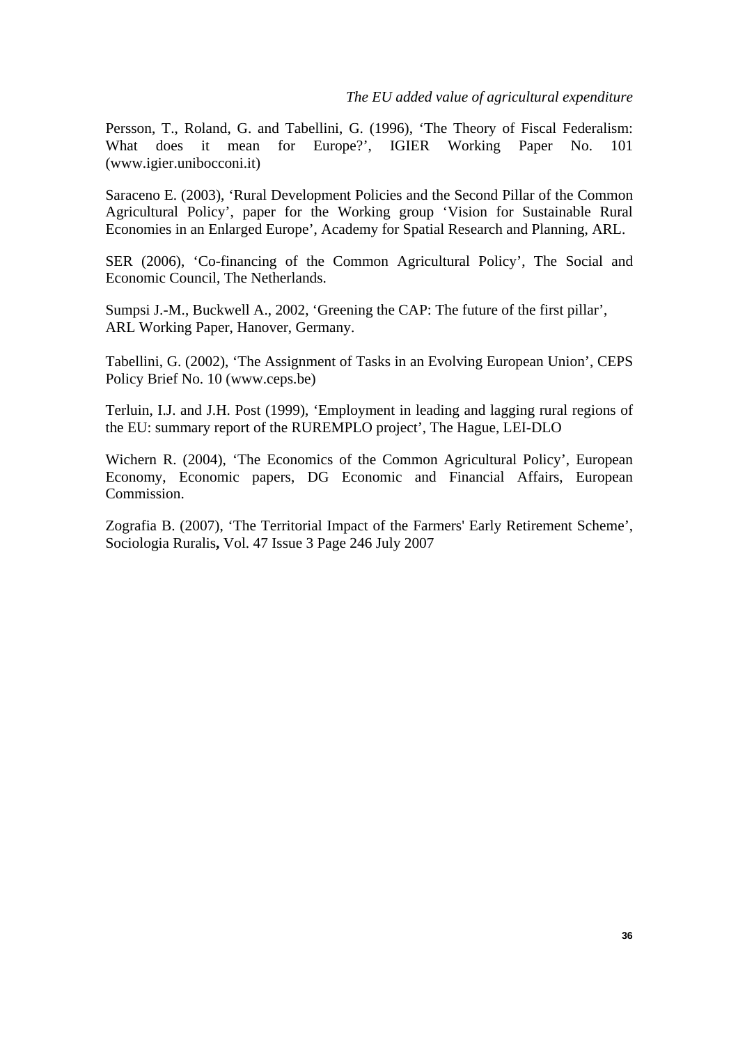Persson, T., Roland, G. and Tabellini, G. (1996), 'The Theory of Fiscal Federalism: What does it mean for Europe?', IGIER Working Paper No. 101 (www.igier.unibocconi.it)

Saraceno E. (2003), 'Rural Development Policies and the Second Pillar of the Common Agricultural Policy', paper for the Working group 'Vision for Sustainable Rural Economies in an Enlarged Europe', Academy for Spatial Research and Planning, ARL.

SER (2006), 'Co-financing of the Common Agricultural Policy', The Social and Economic Council, The Netherlands.

Sumpsi J.-M., Buckwell A., 2002, 'Greening the CAP: The future of the first pillar', ARL Working Paper, Hanover, Germany.

Tabellini, G. (2002), 'The Assignment of Tasks in an Evolving European Union', CEPS Policy Brief No. 10 (www.ceps.be)

Terluin, I.J. and J.H. Post (1999), 'Employment in leading and lagging rural regions of the EU: summary report of the RUREMPLO project', The Hague, LEI-DLO

Wichern R. (2004), 'The Economics of the Common Agricultural Policy', European Economy, Economic papers, DG Economic and Financial Affairs, European Commission.

Zografia B. (2007), 'The Territorial Impact of the Farmers' Early Retirement Scheme', Sociologia Ruralis**,** Vol. 47 Issue 3 Page 246 July 2007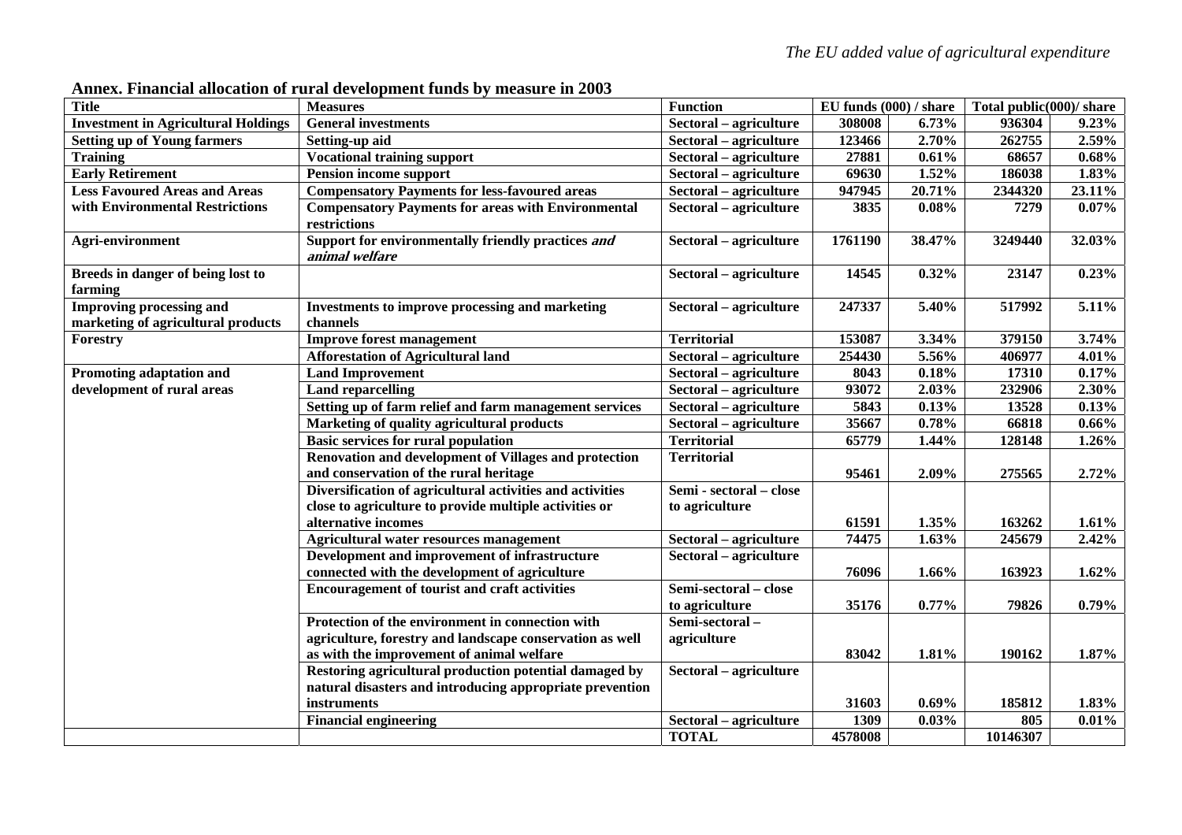## Annex. Financial allocation of rural development funds by measure in 2003

| Title | Measures | Function | EU funds (000) / share | | Total public(000)/ share | |
|---|---|---|---|---|---|---|
| Investment in Agricultural Holdings | General investments | Sectoral – agriculture | 308008 | 6.73% | 936304 | 9.23% |
| Setting up of Young farmers | Setting-up aid | Sectoral – agriculture | 123466 | 2.70% | 262755 | 2.59% |
| Training | Vocational training support | Sectoral – agriculture | 27881 | 0.61% | 68657 | 0.68% |
| Early Retirement | Pension income support | Sectoral – agriculture | 69630 | 1.52% | 186038 | 1.83% |
| Less Favoured Areas and Areas with Environmental Restrictions | Compensatory Payments for less-favoured areas | Sectoral – agriculture | 947945 | 20.71% | 2344320 | 23.11% |
| | Compensatory Payments for areas with Environmental restrictions | Sectoral – agriculture | 3835 | 0.08% | 7279 | 0.07% |
| Agri-environment | Support for environmentally friendly practices *and animal welfare* | Sectoral – agriculture | 1761190 | 38.47% | 3249440 | 32.03% |
| Breeds in danger of being lost to farming | | Sectoral – agriculture | 14545 | 0.32% | 23147 | 0.23% |
| Improving processing and marketing of agricultural products | Investments to improve processing and marketing channels | Sectoral – agriculture | 247337 | 5.40% | 517992 | 5.11% |
| Forestry | Improve forest management | Territorial | 153087 | 3.34% | 379150 | 3.74% |
| | Afforestation of Agricultural land | Sectoral – agriculture | 254430 | 5.56% | 406977 | 4.01% |
| Promoting adaptation and development of rural areas | Land Improvement | Sectoral – agriculture | 8043 | 0.18% | 17310 | 0.17% |
| | Land reparcelling | Sectoral – agriculture | 93072 | 2.03% | 232906 | 2.30% |
| | Setting up of farm relief and farm management services | Sectoral – agriculture | 5843 | 0.13% | 13528 | 0.13% |
| | Marketing of quality agricultural products | Sectoral – agriculture | 35667 | 0.78% | 66818 | 0.66% |
| | Basic services for rural population | Territorial | 65779 | 1.44% | 128148 | 1.26% |
| | Renovation and development of Villages and protection and conservation of the rural heritage | Territorial | 95461 | 2.09% | 275565 | 2.72% |
| | Diversification of agricultural activities and activities close to agriculture to provide multiple activities or alternative incomes | Semi - sectoral – close to agriculture | 61591 | 1.35% | 163262 | 1.61% |
| | Agricultural water resources management | Sectoral – agriculture | 74475 | 1.63% | 245679 | 2.42% |
| | Development and improvement of infrastructure connected with the development of agriculture | Sectoral – agriculture | 76096 | 1.66% | 163923 | 1.62% |
| | Encouragement of tourist and craft activities | Semi-sectoral – close to agriculture | 35176 | 0.77% | 79826 | 0.79% |
| | Protection of the environment in connection with agriculture, forestry and landscape conservation as well as with the improvement of animal welfare | Semi-sectoral – agriculture | 83042 | 1.81% | 190162 | 1.87% |
| | Restoring agricultural production potential damaged by natural disasters and introducing appropriate prevention instruments | Sectoral – agriculture | 31603 | 0.69% | 185812 | 1.83% |
| | Financial engineering | Sectoral – agriculture | 1309 | 0.03% | 805 | 0.01% |
| | | TOTAL | 4578008 | | 10146307 | |